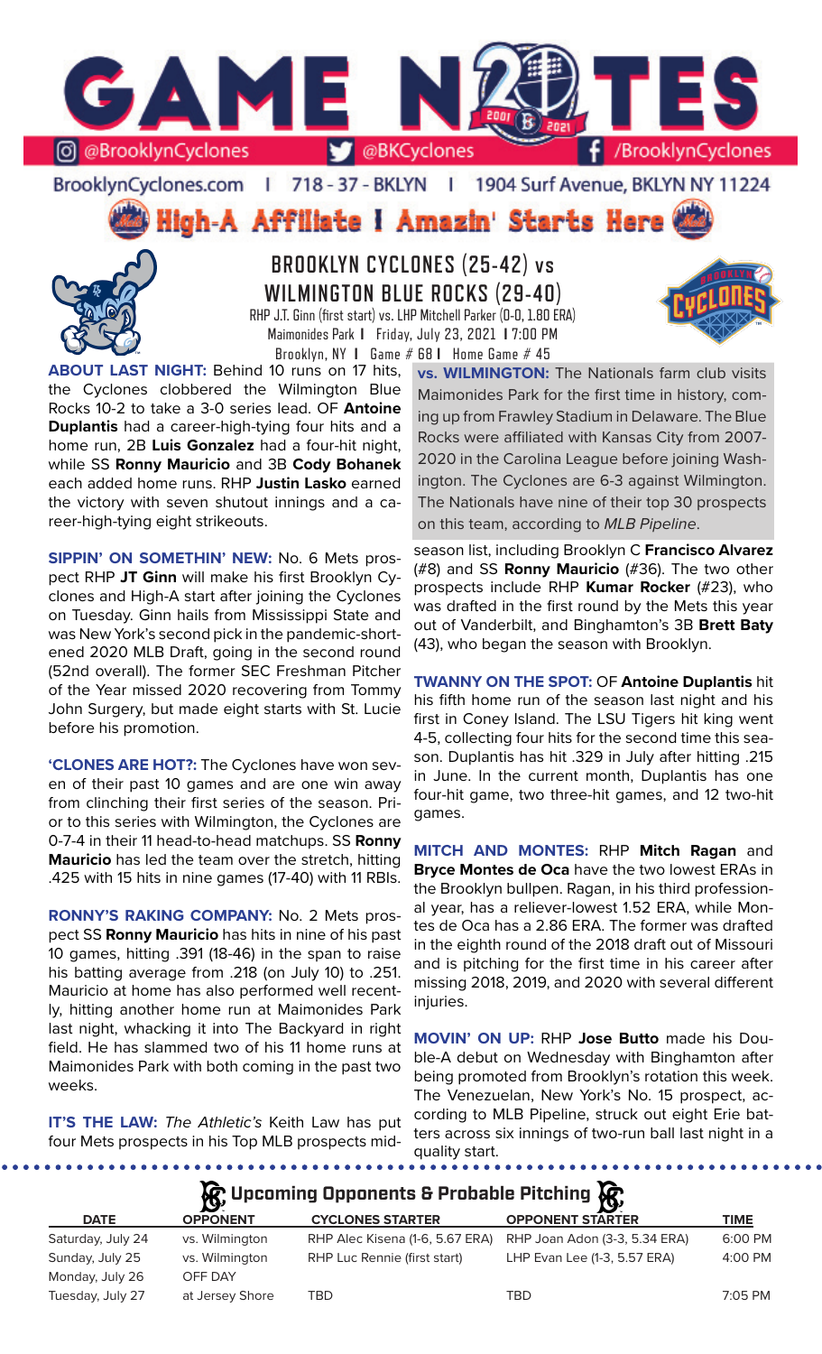# GAME NOTES

@BrooklynCyclones | @BKCyclones | /BrooklynCyclones

BrooklynCyclones.com | 718-37-BKLYN | 1904 Surf Avenue, BKLYN NY 11224

**High-A Affiliate | Amazin' Starts Here**

## BROOKLYN CYCLONES (25-42) vs WILMINGTON BLUE ROCKS (29-40)

RHP J.T. Ginn (first start) vs. LHP Mitchell Parker (0-0, 1.80 ERA)
Maimonides Park | Friday, July 23, 2021 | 7:00 PM
Brooklyn, NY | Game # 68 | Home Game # 45

**ABOUT LAST NIGHT:** Behind 10 runs on 17 hits, the Cyclones clobbered the Wilmington Blue Rocks 10-2 to take a 3-0 series lead. OF **Antoine Duplantis** had a career-high-tying four hits and a home run, 2B **Luis Gonzalez** had a four-hit night, while SS **Ronny Mauricio** and 3B **Cody Bohanek** each added home runs. RHP **Justin Lasko** earned the victory with seven shutout innings and a career-high-tying eight strikeouts.

**SIPPIN' ON SOMETHIN' NEW:** No. 6 Mets prospect RHP **JT Ginn** will make his first Brooklyn Cyclones and High-A start after joining the Cyclones on Tuesday. Ginn hails from Mississippi State and was New York's second pick in the pandemic-shortened 2020 MLB Draft, going in the second round (52nd overall). The former SEC Freshman Pitcher of the Year missed 2020 recovering from Tommy John Surgery, but made eight starts with St. Lucie before his promotion.

**'CLONES ARE HOT?:** The Cyclones have won seven of their past 10 games and are one win away from clinching their first series of the season. Prior to this series with Wilmington, the Cyclones are 0-7-4 in their 11 head-to-head matchups. SS **Ronny Mauricio** has led the team over the stretch, hitting .425 with 15 hits in nine games (17-40) with 11 RBIs.

**RONNY'S RAKING COMPANY:** No. 2 Mets prospect SS **Ronny Mauricio** has hits in nine of his past 10 games, hitting .391 (18-46) in the span to raise his batting average from .218 (on July 10) to .251. Mauricio at home has also performed well recently, hitting another home run at Maimonides Park last night, whacking it into The Backyard in right field. He has slammed two of his 11 home runs at Maimonides Park with both coming in the past two weeks.

**IT'S THE LAW:** *The Athletic's* Keith Law has put four Mets prospects in his Top MLB prospects mid-season list, including Brooklyn C **Francisco Alvarez** (#8) and SS **Ronny Mauricio** (#36). The two other prospects include RHP **Kumar Rocker** (#23), who was drafted in the first round by the Mets this year out of Vanderbilt, and Binghamton's 3B **Brett Baty** (43), who began the season with Brooklyn.

**vs. WILMINGTON:** The Nationals farm club visits Maimonides Park for the first time in history, coming up from Frawley Stadium in Delaware. The Blue Rocks were affiliated with Kansas City from 2007-2020 in the Carolina League before joining Washington. The Cyclones are 6-3 against Wilmington. The Nationals have nine of their top 30 prospects on this team, according to *MLB Pipeline*.

**TWANNY ON THE SPOT:** OF **Antoine Duplantis** hit his fifth home run of the season last night and his first in Coney Island. The LSU Tigers hit king went 4-5, collecting four hits for the second time this season. Duplantis has hit .329 in July after hitting .215 in June. In the current month, Duplantis has one four-hit game, two three-hit games, and 12 two-hit games.

**MITCH AND MONTES:** RHP **Mitch Ragan** and **Bryce Montes de Oca** have the two lowest ERAs in the Brooklyn bullpen. Ragan, in his third professional year, has a reliever-lowest 1.52 ERA, while Montes de Oca has a 2.86 ERA. The former was drafted in the eighth round of the 2018 draft out of Missouri and is pitching for the first time in his career after missing 2018, 2019, and 2020 with several different injuries.

**MOVIN' ON UP:** RHP **Jose Butto** made his Double-A debut on Wednesday with Binghamton after being promoted from Brooklyn's rotation this week. The Venezuelan, New York's No. 15 prospect, according to MLB Pipeline, struck out eight Erie batters across six innings of two-run ball last night in a quality start.

### Upcoming Opponents & Probable Pitching

| DATE | OPPONENT | CYCLONES STARTER | OPPONENT STARTER | TIME |
|---|---|---|---|---|
| Saturday, July 24 | vs. Wilmington | RHP Alec Kisena (1-6, 5.67 ERA) | RHP Joan Adon (3-3, 5.34 ERA) | 6:00 PM |
| Sunday, July 25 | vs. Wilmington | RHP Luc Rennie (first start) | LHP Evan Lee (1-3, 5.57 ERA) | 4:00 PM |
| Monday, July 26 | OFF DAY | | | |
| Tuesday, July 27 | at Jersey Shore | TBD | TBD | 7:05 PM |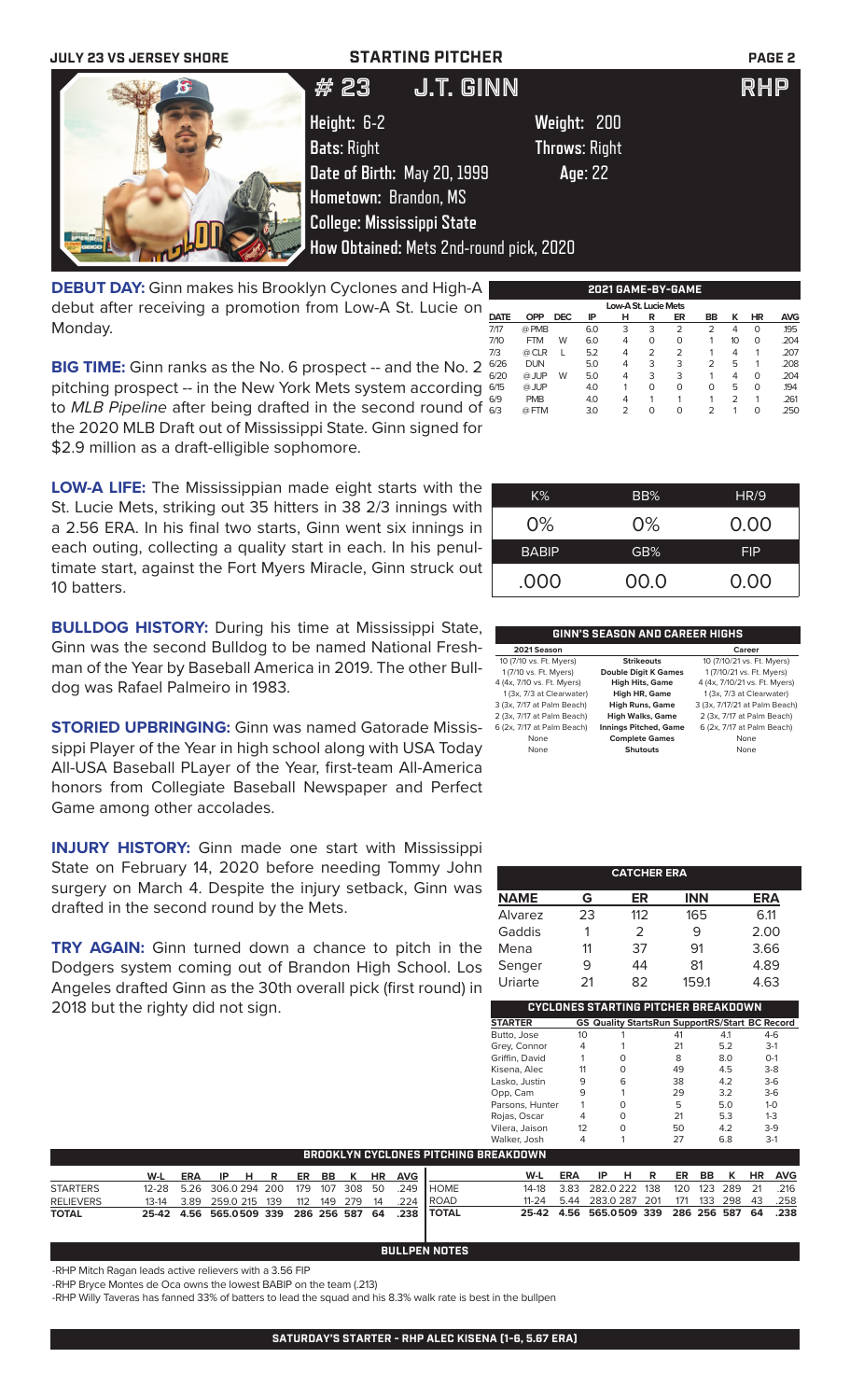JULY 23 VS JERSEY SHORE

# STARTING PITCHER

## # 23 J.T. GINN RHP

Height: 6-2
Weight: 200
Bats: Right
Throws: Right
Date of Birth: May 20, 1999
Age: 22
Hometown: Brandon, MS
College: Mississippi State
How Obtained: Mets 2nd-round pick, 2020

**DEBUT DAY:** Ginn makes his Brooklyn Cyclones and High-A debut after receiving a promotion from Low-A St. Lucie on Monday.

**BIG TIME:** Ginn ranks as the No. 6 prospect -- and the No. 2 pitching prospect -- in the New York Mets system according to *MLB Pipeline* after being drafted in the second round of the 2020 MLB Draft out of Mississippi State. Ginn signed for $2.9 million as a draft-eligible sophomore.

**LOW-A LIFE:** The Mississippian made eight starts with the St. Lucie Mets, striking out 35 hitters in 38 2/3 innings with a 2.56 ERA. In his final two starts, Ginn went six innings in each outing, collecting a quality start in each. In his penultimate start, against the Fort Myers Miracle, Ginn struck out 10 batters.

**BULLDOG HISTORY:** During his time at Mississippi State, Ginn was the second Bulldog to be named National Freshman of the Year by Baseball America in 2019. The other Bulldog was Rafael Palmeiro in 1983.

**STORIED UPBRINGING:** Ginn was named Gatorade Mississippi Player of the Year in high school along with USA Today All-USA Baseball PLayer of the Year, first-team All-America honors from Collegiate Baseball Newspaper and Perfect Game among other accolades.

**INJURY HISTORY:** Ginn made one start with Mississippi State on February 14, 2020 before needing Tommy John surgery on March 4. Despite the injury setback, Ginn was drafted in the second round by the Mets.

**TRY AGAIN:** Ginn turned down a chance to pitch in the Dodgers system coming out of Brandon High School. Los Angeles drafted Ginn as the 30th overall pick (first round) in 2018 but the righty did not sign.

**2021 GAME-BY-GAME**

Low-A St. Lucie Mets

| DATE | OPP | DEC | IP | H | R | ER | BB | K | HR | AVG |
|---|---|---|---|---|---|---|---|---|---|---|
| 7/17 | @ PMB | | 6.0 | 3 | 3 | 2 | 2 | 4 | 0 | .195 |
| 7/10 | FTM | W | 6.0 | 4 | 0 | 0 | 1 | 10 | 0 | .204 |
| 7/3 | @ CLR | L | 5.2 | 4 | 2 | 2 | 1 | 4 | 1 | .207 |
| 6/26 | DUN | | 5.0 | 4 | 3 | 3 | 2 | 5 | 1 | .208 |
| 6/20 | @ JUP | W | 5.0 | 4 | 3 | 3 | 1 | 4 | 0 | .204 |
| 6/15 | @ JUP | | 4.0 | 1 | 0 | 0 | 0 | 5 | 0 | .194 |
| 6/9 | PMB | | 4.0 | 4 | 1 | 1 | 1 | 2 | 1 | .261 |
| 6/3 | @ FTM | | 3.0 | 2 | 0 | 0 | 2 | 1 | 0 | .250 |

| K% | BB% | HR/9 |
|---|---|---|
| 0% | 0% | 0.00 |
| **BABIP** | **GB%** | **FIP** |
| .000 | 00.0 | 0.00 |

**GINN'S SEASON AND CAREER HIGHS**

| 2021 Season | | Career |
|---|---|---|
| 10 (7/10 vs. Ft. Myers) | Strikeouts | 10 (7/10/21 vs. Ft. Myers) |
| 1 (7/10 vs. Ft. Myers) | Double Digit K Games | 1 (7/10/21 vs. Ft. Myers) |
| 4 (4x, 7/10 vs. Ft. Myers) | High Hits, Game | 4 (4x, 7/10/21 vs. Ft. Myers) |
| 1 (3x, 7/3 at Clearwater) | High HR, Game | 1 (3x, 7/3 at Clearwater) |
| 3 (3x, 7/17 at Palm Beach) | High Runs, Game | 3 (3x, 7/17/21 at Palm Beach) |
| 2 (3x, 7/17 at Palm Beach) | High Walks, Game | 2 (3x, 7/17 at Palm Beach) |
| 6 (2x, 7/17 at Palm Beach) | Innings Pitched, Game | 6 (2x, 7/17 at Palm Beach) |
| None | Complete Games | None |
| None | Shutouts | None |

**CATCHER ERA**

| NAME | G | ER | INN | ERA |
|---|---|---|---|---|
| Alvarez | 23 | 112 | 165 | 6.11 |
| Gaddis | 1 | 2 | 9 | 2.00 |
| Mena | 11 | 37 | 91 | 3.66 |
| Senger | 9 | 44 | 81 | 4.89 |
| Uriarte | 21 | 82 | 159.1 | 4.63 |

**CYCLONES STARTING PITCHER BREAKDOWN**

| STARTER | GS | Quality Starts | Run Support | RS/Start | BC Record |
|---|---|---|---|---|---|
| Butto, Jose | 10 | 1 | 41 | 4.1 | 4-6 |
| Grey, Connor | 4 | 1 | 21 | 5.2 | 3-1 |
| Griffin, David | 1 | 0 | 8 | 8.0 | 0-1 |
| Kisena, Alec | 11 | 0 | 49 | 4.5 | 3-8 |
| Lasko, Justin | 9 | 6 | 38 | 4.2 | 3-6 |
| Opp, Cam | 9 | 1 | 29 | 3.2 | 3-6 |
| Parsons, Hunter | 1 | 0 | 5 | 5.0 | 1-0 |
| Rojas, Oscar | 4 | 0 | 21 | 5.3 | 1-3 |
| Vilera, Jaison | 12 | 0 | 50 | 4.2 | 3-9 |
| Walker, Josh | 4 | 1 | 27 | 6.8 | 3-1 |

**BROOKLYN CYCLONES PITCHING BREAKDOWN**

| | W-L | ERA | IP | H | R | ER | BB | K | HR | AVG |
|---|---|---|---|---|---|---|---|---|---|---|
| STARTERS | 12-28 | 5.26 | 306.0 | 294 | 200 | 179 | 107 | 308 | 50 | .249 |
| RELIEVERS | 13-14 | 3.89 | 259.0 | 215 | 139 | 112 | 149 | 279 | 14 | .224 |
| TOTAL | 25-42 | 4.56 | 565.0 | 509 | 339 | 286 | 256 | 587 | 64 | .238 |

| | W-L | ERA | IP | H | R | ER | BB | K | HR | AVG |
|---|---|---|---|---|---|---|---|---|---|---|
| HOME | 14-18 | 3.83 | 282.0 | 222 | 138 | 120 | 123 | 289 | 21 | .216 |
| ROAD | 11-24 | 5.44 | 283.0 | 287 | 201 | 171 | 133 | 298 | 43 | .258 |
| TOTAL | 25-42 | 4.56 | 565.0 | 509 | 339 | 286 | 256 | 587 | 64 | .238 |

**BULLPEN NOTES**

-RHP Mitch Ragan leads active relievers with a 3.56 FIP

-RHP Bryce Montes de Oca owns the lowest BABIP on the team (.213)

-RHP Willy Taveras has fanned 33% of batters to lead the squad and his 8.3% walk rate is best in the bullpen

**SATURDAY'S STARTER - RHP ALEC KISENA (1-6, 5.67 ERA)**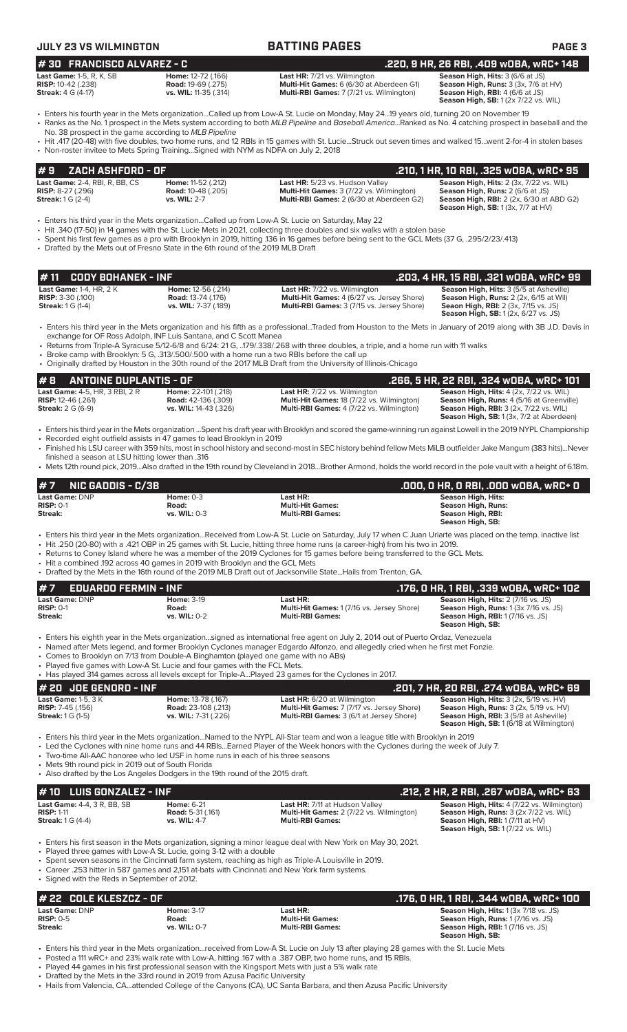## # 30 FRANCISCO ALVAREZ - C — .220, 9 HR, 26 RBI, .409 wOBA, wRC+ 148

**Last Game:** 1-5, R, K, SB
**RISP:** 10-42 (.238)
**Streak:** 4 G (4-17)

**Home:** 12-72 (.166)
**Road:** 19-69 (.275)
**vs. WIL:** 11-35 (.314)

**Last HR:** 7/21 vs. Wilmington
**Multi-Hit Games:** 6 (6/30 at Aberdeen G1)
**Multi-RBI Games:** 7 (7/21 vs. Wilmington)

**Season High, Hits:** 3 (6/6 at JS)
**Season High, Runs:** 3 (3x, 7/6 at HV)
**Season High, RBI:** 4 (6/6 at JS)
**Season High, SB:** 1 (2x 7/22 vs. WIL)

- Enters his fourth year in the Mets organization...Called up from Low-A St. Lucie on Monday, May 24...19 years old, turning 20 on November 19
- Ranks as the No. 1 prospect in the Mets system according to both *MLB Pipeline* and *Baseball America*...Ranked as No. 4 catching prospect in baseball and the No. 38 prospect in the game according to *MLB Pipeline*
- Hit .417 (20-48) with five doubles, two home runs, and 12 RBIs in 15 games with St. Lucie...Struck out seven times and walked 15...went 2-for-4 in stolen bases
- Non-roster invitee to Mets Spring Training...Signed with NYM as NDFA on July 2, 2018

## # 9 ZACH ASHFORD - OF — .210, 1 HR, 10 RBI, .325 wOBA, wRC+ 95

**Last Game:** 2-4, RBI, R, BB, CS
**RISP:** 8-27 (.296)
**Streak:** 1 G (2-4)

**Home:** 11-52 (.212)
**Road:** 10-48 (.205)
**vs. WIL:** 2-7

**Last HR:** 5/23 vs. Hudson Valley
**Multi-Hit Games:** 3 (7/22 vs. Wilmington)
**Multi-RBI Games:** 2 (6/30 at Aberdeen G2)

**Season High, Hits:** 2 (3x, 7/22 vs. WIL)
**Season High, Runs:** 2 (6/6 at JS)
**Season High, RBI:** 2 (2x, 6/30 at ABD G2)
**Season High, SB:** 1 (3x, 7/7 at HV)

- Enters his third year in the Mets organization...Called up from Low-A St. Lucie on Saturday, May 22
- Hit .340 (17-50) in 14 games with the St. Lucie Mets in 2021, collecting three doubles and six walks with a stolen base
- Spent his first few games as a pro with Brooklyn in 2019, hitting .136 in 16 games before being sent to the GCL Mets (37 G, .295/2/23/.413)
- Drafted by the Mets out of Fresno State in the 6th round of the 2019 MLB Draft

## # 11 CODY BOHANEK - INF — .203, 4 HR, 15 RBI, .321 wOBA, wRC+ 99

**Last Game:** 1-4, HR, 2 K
**RISP:** 3-30 (.100)
**Streak:** 1 G (1-4)

**Home:** 12-56 (.214)
**Road:** 13-74 (.176)
**vs. WIL:** 7-37 (.189)

**Last HR:** 7/22 vs. Wilmington
**Multi-Hit Games:** 4 (6/27 vs. Jersey Shore)
**Multi-RBI Games:** 3 (7/15 vs. Jersey Shore)

**Season High, Hits:** 3 (5/5 at Asheville)
**Season High, Runs:** 2 (2x, 6/15 at Wil)
**Seaon High, RBI:** 2 (3x, 7/15 vs. JS)
**Season High, SB:** 1 (2x, 6/27 vs. JS)

- Enters his third year in the Mets organization and his fifth as a professional...Traded from Houston to the Mets in January of 2019 along with 3B J.D. Davis in exchange for OF Ross Adolph, INF Luis Santana, and C Scott Manea
- Returns from Triple-A Syracuse 5/12-6/8 and 6/24: 21 G, ..179/.338/.268 with three doubles, a triple, and a home run with 11 walks
- Broke camp with Brooklyn: 5 G, .313/.500/.500 with a home run a two RBIs before the call up
- Originally drafted by Houston in the 30th round of the 2017 MLB Draft from the University of Illinois-Chicago

## # 8 ANTOINE DUPLANTIS - OF — .266, 5 HR, 22 RBI, .324 wOBA, wRC+ 101

**Last Game:** 4-5, HR, 3 RBI, 2 R
**RISP:** 12-46 (.261)
**Streak:** 2 G (6-9)

**Home:** 22-101 (.218)
**Road:** 42-136 (.309)
**vs. WIL:** 14-43 (.326)

**Last HR:** 7/22 vs. Wilmington
**Multi-Hit Games:** 18 (7/22 vs. Wilmington)
**Multi-RBI Games:** 4 (7/22 vs. Wilmington)

**Season High, Hits:** 4 (2x, 7/22 vs. WIL)
**Season High, Runs:** 4 (5/16 at Greenville)
**Season High, RBI:** 3 (2x, 7/22 vs. WIL)
**Season High, SB:** 1 (3x, 7/2 at Aberdeen)

- Enters his third year in the Mets organization ...Spent his draft year with Brooklyn and scored the game-winning run against Lowell in the 2019 NYPL Championship
- Recorded eight outfield assists in 47 games to lead Brooklyn in 2019
- Finished his LSU career with 359 hits, most in school history and second-most in SEC history behind fellow Mets MiLB outfielder Jake Mangum (383 hits)...Never finished a season at LSU hitting lower than .316
- Mets 12th round pick, 2019...Also drafted in the 19th round by Cleveland in 2018...Brother Armond, holds the world record in the pole vault with a height of 6.18m.

## # 7 NIC GADDIS - C/3B — .000, 0 HR, 0 RBI, .000 wOBA, wRC+ 0

**Last Game:** DNP
**RISP:** 0-1
**Streak:**

**Home:** 0-3
**Road:**
**vs. WIL:** 0-3

**Last HR:**
**Multi-Hit Games:**
**Multi-RBI Games:**

**Season High, Hits:**
**Season High, Runs:**
**Season High, RBI:**
**Season High, SB:**

- Enters his third year in the Mets organization...Received from Low-A St. Lucie on Saturday, July 17 when C Juan Uriarte was placed on the temp. inactive list
- Hit .250 (20-80) with a .421 OBP in 25 games with St. Lucie, hitting three home runs (a career-high) from his two in 2019.
- Returns to Coney Island where he was a member of the 2019 Cyclones for 15 games before being transferred to the GCL Mets.
- Hit a combined .192 across 40 games in 2019 with Brooklyn and the GCL Mets
- Drafted by the Mets in the 16th round of the 2019 MLB Draft out of Jacksonville State...Hails from Trenton, GA.

## # 7 EDUARDO FERMIN - INF — .176, 0 HR, 1 RBI, .339 wOBA, wRC+ 102

**Last Game:** DNP
**RISP:** 0-1
**Streak:**

**Home:** 3-19
**Road:**
**vs. WIL:** 0-2

**Last HR:**
**Multi-Hit Games:** 1 (7/16 vs. Jersey Shore)
**Multi-RBI Games:**

**Season High, Hits:** 2 (7/16 vs. JS)
**Season High, Runs:** 1 (3x 7/16 vs. JS)
**Season High, RBI:** 1 (7/16 vs. JS)
**Season High, SB:**

- Enters his eighth year in the Mets organization...signed as international free agent on July 2, 2014 out of Puerto Ordaz, Venezuela
- Named after Mets legend, and former Brooklyn Cyclones manager Edgardo Alfonzo, and allegedly cried when he first met Fonzie.
- Comes to Brooklyn on 7/13 from Double-A Binghamton (played one game with no ABs)
- Played five games with Low-A St. Lucie and four games with the FCL Mets.
- Has played 314 games across all levels except for Triple-A...Played 23 games for the Cyclones in 2017.

## # 20 JOE GENORD - INF — .201, 7 HR, 20 RBI, .274 wOBA, wRC+ 69

**Last Game:** 1-5, 3 K
**RISP:** 7-45 (.156)
**Streak:** 1 G (1-5)

**Home:** 13-78 (.167)
**Road:** 23-108 (.213)
**vs. WIL:** 7-31 (.226)

**Last HR:** 6/20 at Wilmington
**Multi-Hit Games:** 7 (7/17 vs. Jersey Shore)
**Multi-RBI Games:** 3 (6/1 at Jersey Shore)

**Season High, Hits:** 3 (2x, 5/19 vs. HV)
**Season High, Runs:** 3 (2x, 5/19 vs. HV)
**Season High, RBI:** 3 (5/8 at Asheville)
**Season High, SB:** 1 (6/18 at Wilmington)

- Enters his third year in the Mets organization...Named to the NYPL All-Star team and won a league title with Brooklyn in 2019
- Led the Cyclones with nine home runs and 44 RBIs...Earned Player of the Week honors with the Cyclones during the week of July 7.
- Two-time All-AAC honoree who led USF in home runs in each of his three seasons
- Mets 9th round pick in 2019 out of South Florida
- Also drafted by the Los Angeles Dodgers in the 19th round of the 2015 draft.

## # 10 LUIS GONZALEZ - INF — .212, 2 HR, 2 RBI, .267 wOBA, wRC+ 63

**Last Game:** 4-4, 3 R, BB, SB
**RISP:** 1-11
**Streak:** 1 G (4-4)

**Home:** 6-21
**Road:** 5-31 (.161)
**vs. WIL:** 4-7

**Last HR:** 7/11 at Hudson Valley
**Multi-Hit Games:** 2 (7/22 vs. Wilmington)
**Multi-RBI Games:**

**Season High, Hits:** 4 (7/22 vs. Wilmington)
**Season High, Runs:** 3 (2x 7/22 vs. WIL)
**Season High, RBI:** 1 (7/11 at HV)
**Season High, SB:** 1 (7/22 vs. WIL)

- Enters his first season in the Mets organization, signing a minor league deal with New York on May 30, 2021.
- Played three games with Low-A St. Lucie, going 3-12 with a double
- Spent seven seasons in the Cincinnati farm system, reaching as high as Triple-A Louisville in 2019.
- Career .253 hitter in 587 games and 2,151 at-bats with Cincinnati and New York farm systems.
- Signed with the Reds in September of 2012.

## # 22 COLE KLESZCZ - OF — .176, 0 HR, 1 RBI, .344 wOBA, wRC+ 100

**Last Game:** DNP
**RISP:** 0-5
**Streak:**

**Home:** 3-17
**Road:**
**vs. WIL:** 0-7

**Last HR:**
**Multi-Hit Games:**
**Multi-RBI Games:**

**Season High, Hits:** 1 (3x 7/18 vs. JS)
**Season High, Runs:** 1 (7/16 vs. JS)
**Season High, RBI:** 1 (7/16 vs. JS)
**Season High, SB:**

- Enters his third year in the Mets organization...received from Low-A St. Lucie on July 13 after playing 28 games with the St. Lucie Mets
- Posted a 111 wRC+ and 23% walk rate with Low-A, hitting .167 with a .387 OBP, two home runs, and 15 RBIs.
- Played 44 games in his first professional season with the Kingsport Mets with just a 5% walk rate
- Drafted by the Mets in the 33rd round in 2019 from Azusa Pacific University
- Hails from Valencia, CA...attended College of the Canyons (CA), UC Santa Barbara, and then Azusa Pacific University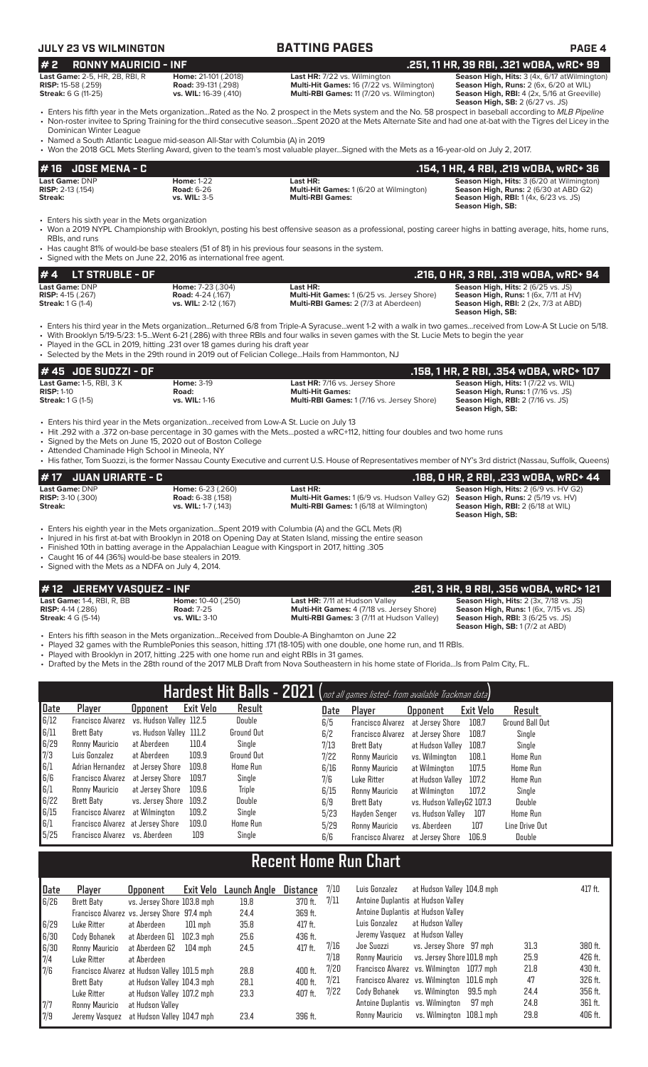## BATTING PAGES

### # 2 RONNY MAURICIO - INF
**.251, 11 HR, 39 RBI, .321 wOBA, wRC+ 99**

**Last Game:** 2-5, HR, 2B, RBI, R
**RISP:** 15-58 (.259)
**Streak:** 6 G (11-25)

**Home:** 21-101 (.2018)
**Road:** 39-131 (.298)
**vs. WIL:** 16-39 (.410)

**Last HR:** 7/22 vs. Wilmington
**Multi-Hit Games:** 16 (7/22 vs. Wilmington)
**Multi-RBI Games:** 11 (7/20 vs. Wilmington)

**Season High, Hits:** 3 (4x, 6/17 atWilmington)
**Season High, Runs:** 2 (6x, 6/20 at WIL)
**Season High, RBI:** 4 (2x, 5/16 at Greeville)
**Season High, SB:** 2 (6/27 vs. JS)

- Enters his fifth year in the Mets organization...Rated as the No. 2 prospect in the Mets system and the No. 58 prospect in baseball according to *MLB Pipeline*
- Non-roster invitee to Spring Training for the third consecutive season...Spent 2020 at the Mets Alternate Site and had one at-bat with the Tigres del Licey in the Dominican Winter League
- Named a South Atlantic League mid-season All-Star with Columbia (A) in 2019
- Won the 2018 GCL Mets Sterling Award, given to the team's most valuable player...Signed with the Mets as a 16-year-old on July 2, 2017.

### # 16 JOSE MENA - C
**.154, 1 HR, 4 RBI, .219 wOBA, wRC+ 36**

**Last Game:** DNP
**RISP:** 2-13 (.154)
**Streak:**

**Home:** 1-22
**Road:** 6-26
**vs. WIL:** 3-5

**Last HR:**
**Multi-Hit Games:** 1 (6/20 at Wilmington)
**Multi-RBI Games:**

**Season High, Hits:** 3 (6/20 at Wilmington)
**Season High, Runs:** 2 (6/30 at ABD G2)
**Season High, RBI:** 1 (4x, 6/23 vs. JS)
**Season High, SB:**

- Enters his sixth year in the Mets organization
- Won a 2019 NYPL Championship with Brooklyn, posting his best offensive season as a professional, posting career highs in batting average, hits, home runs, RBIs, and runs
- Has caught 81% of would-be base stealers (51 of 81) in his previous four seasons in the system.
- Signed with the Mets on June 22, 2016 as international free agent.

### # 4 LT STRUBLE - OF
**.216, 0 HR, 3 RBI, .319 wOBA, wRC+ 94**

**Last Game:** DNP
**RISP:** 4-15 (.267)
**Streak:** 1 G (1-4)

**Home:** 7-23 (.304)
**Road:** 4-24 (.167)
**vs. WIL:** 2-12 (.167)

**Last HR:**
**Multi-Hit Games:** 1 (6/25 vs. Jersey Shore)
**Multi-RBI Games:** 2 (7/3 at Aberdeen)

**Season High, Hits:** 2 (6/25 vs. JS)
**Season High, Runs:** 1 (6x, 7/11 at HV)
**Season High, RBI:** 2 (2x, 7/3 at ABD)
**Season High, SB:**

- Enters his third year in the Mets organization...Returned 6/8 from Triple-A Syracuse...went 1-2 with a walk in two games...received from Low-A St Lucie on 5/18.
- With Brooklyn 5/19-5/23: 1-5...Went 6-21 (.286) with three RBIs and four walks in seven games with the St. Lucie Mets to begin the year
- Played in the GCL in 2019, hitting .231 over 18 games during his draft year
- Selected by the Mets in the 29th round in 2019 out of Felician College...Hails from Hammonton, NJ

### # 45 JOE SUOZZI - OF
**.158, 1 HR, 2 RBI, .354 wOBA, wRC+ 107**

**Last Game:** 1-5, RBI, 3 K
**RISP:** 1-10
**Streak:** 1 G (1-5)

**Home:** 3-19
**Road:**
**vs. WIL:** 1-16

**Last HR:** 7/16 vs. Jersey Shore
**Multi-Hit Games:**
**Multi-RBI Games:** 1 (7/16 vs. Jersey Shore)

**Season High, Hits:** 1 (7/22 vs. WIL)
**Season High, Runs:** 1 (7/16 vs. JS)
**Season High, RBI:** 2 (7/16 vs. JS)
**Season High, SB:**

- Enters his third year in the Mets organization...received from Low-A St. Lucie on July 13
- Hit .292 with a .372 on-base percentage in 30 games with the Mets...posted a wRC+112, hitting four doubles and two home runs
- Signed by the Mets on June 15, 2020 out of Boston College
- Attended Chaminade High School in Mineola, NY
- His father, Tom Suozzi, is the former Nassau County Executive and current U.S. House of Representatives member of NY's 3rd district (Nassau, Suffolk, Queens)

### # 17 JUAN URIARTE - C
**.188, 0 HR, 2 RBI, .233 wOBA, wRC+ 44**

**Last Game:** DNP
**RISP:** 3-10 (.300)
**Streak:**

**Home:** 6-23 (.260)
**Road:** 6-38 (.158)
**vs. WIL:** 1-7 (.143)

**Last HR:**
**Multi-Hit Games:** 1 (6/9 vs. Hudson Valley G2)
**Multi-RBI Games:** 1 (6/18 at Wilmington)

**Season High, Hits:** 2 (6/9 vs. HV G2)
**Season High, Runs:** 2 (5/19 vs. HV)
**Season High, RBI:** 2 (6/18 at WIL)
**Season High, SB:**

- Enters his eighth year in the Mets organization...Spent 2019 with Columbia (A) and the GCL Mets (R)
- Injured in his first at-bat with Brooklyn in 2018 on Opening Day at Staten Island, missing the entire season
- Finished 10th in batting average in the Appalachian League with Kingsport in 2017, hitting .305
- Caught 16 of 44 (36%) would-be base stealers in 2019.
- Signed with the Mets as a NDFA on July 4, 2014.

### # 12 JEREMY VASQUEZ - INF
**.261, 3 HR, 9 RBI, .356 wOBA, wRC+ 121**

**Last Game:** 1-4, RBI, R, BB
**RISP:** 4-14 (.286)
**Streak:** 4 G (5-14)

**Home:** 10-40 (.250)
**Road:** 7-25
**vs. WIL:** 3-10

**Last HR:** 7/11 at Hudson Valley
**Multi-Hit Games:** 4 (7/18 vs. Jersey Shore)
**Multi-RBI Games:** 3 (7/11 at Hudson Valley)

**Season High, Hits:** 2 (3x, 7/18 vs. JS)
**Season High, Runs:** 1 (6x, 7/15 vs. JS)
**Season High, RBI:** 3 (6/25 vs. JS)
**Season High, SB:** 1 (7/2 at ABD)

- Enters his fifth season in the Mets organization...Received from Double-A Binghamton on June 22
- Played 32 games with the RumblePonies this season, hitting .171 (18-105) with one double, one home run, and 11 RBIs.
- Played with Brooklyn in 2017, hitting .225 with one home run and eight RBIs in 31 games.
- Drafted by the Mets in the 28th round of the 2017 MLB Draft from Nova Southeastern in his home state of Florida...Is from Palm City, FL.

## Hardest Hit Balls - 2021 (not all games listed- from available Trackman data)

| Date | Player | Opponent | Exit Velo | Result |
|---|---|---|---|---|
| 6/12 | Francisco Alvarez | vs. Hudson Valley | 112.5 | Double |
| 6/11 | Brett Baty | vs. Hudson Valley | 111.2 | Ground Out |
| 6/29 | Ronny Mauricio | at Aberdeen | 110.4 | Single |
| 7/3 | Luis Gonzalez | at Aberdeen | 109.9 | Ground Out |
| 6/1 | Adrian Hernandez | at Jersey Shore | 109.8 | Home Run |
| 6/6 | Francisco Alvarez | at Jersey Shore | 109.7 | Single |
| 6/1 | Ronny Mauricio | at Jersey Shore | 109.6 | Triple |
| 6/22 | Brett Baty | vs. Jersey Shore | 109.2 | Double |
| 6/15 | Francisco Alvarez | at Wilmington | 109.2 | Single |
| 6/1 | Francisco Alvarez | at Jersey Shore | 109.0 | Home Run |
| 5/25 | Francisco Alvarez | vs. Aberdeen | 109 | Single |
| 6/5 | Francisco Alvarez | at Jersey Shore | 108.7 | Ground Ball Out |
| 6/2 | Francisco Alvarez | at Jersey Shore | 108.7 | Single |
| 7/13 | Brett Baty | at Hudson Valley | 108.7 | Single |
| 7/22 | Ronny Mauricio | vs. Wilmington | 108.1 | Home Run |
| 6/16 | Ronny Mauricio | at Wilmington | 107.5 | Home Run |
| 7/6 | Luke Ritter | at Hudson Valley | 107.2 | Home Run |
| 6/15 | Ronny Mauricio | at Wilmington | 107.2 | Single |
| 6/9 | Brett Baty | vs. Hudson ValleyG2 | 107.3 | Double |
| 5/23 | Hayden Senger | vs. Hudson Valley | 107 | Home Run |
| 5/29 | Ronny Mauricio | vs. Aberdeen | 107 | Line Drive Out |
| 6/6 | Francisco Alvarez | at Jersey Shore | 106.9 | Double |

## Recent Home Run Chart

| Date | Player | Opponent | Exit Velo | Launch Angle | Distance |
|---|---|---|---|---|---|
| 6/26 | Brett Baty | vs. Jersey Shore | 103.8 mph | 19.8 | 370 ft. |
| | Francisco Alvarez | vs. Jersey Shore | 97.4 mph | 24.4 | 369 ft. |
| 6/29 | Luke Ritter | at Aberdeen | 101 mph | 35.8 | 417 ft. |
| 6/30 | Cody Bohanek | at Aberdeen G1 | 102.3 mph | 25.6 | 436 ft. |
| 6/30 | Ronny Mauricio | at Aberdeen G2 | 104 mph | 24.5 | 417 ft. |
| 7/4 | Luke Ritter | at Aberdeen | | | |
| 7/6 | Francisco Alvarez | at Hudson Valley | 101.5 mph | 28.8 | 400 ft. |
| | Brett Baty | at Hudson Valley | 104.3 mph | 28.1 | 400 ft. |
| | Luke Ritter | at Hudson Valley | 107.2 mph | 23.3 | 407 ft. |
| 7/7 | Ronny Mauricio | at Hudson Valley | | | |
| 7/9 | Jeremy Vasquez | at Hudson Valley | 104.7 mph | 23.4 | 396 ft. |
| 7/10 | Luis Gonzalez | at Hudson Valley | 104.8 mph | | 417 ft. |
| 7/11 | Antoine Duplantis | at Hudson Valley | | | |
| | Antoine Duplantis | at Hudson Valley | | | |
| | Luis Gonzalez | at Hudson Valley | | | |
| | Jeremy Vasquez | at Hudson Valley | | | |
| 7/16 | Joe Suozzi | vs. Jersey Shore | 97 mph | 31.3 | 380 ft. |
| 7/18 | Ronny Mauricio | vs. Jersey Shore | 101.8 mph | 25.9 | 426 ft. |
| 7/20 | Francisco Alvarez | vs. Wilmington | 107.7 mph | 21.8 | 430 ft. |
| 7/21 | Francisco Alvarez | vs. Wilmington | 101.6 mph | 47 | 326 ft. |
| 7/22 | Cody Bohanek | vs. Wilmington | 99.5 mph | 24.4 | 356 ft. |
| | Antoine Duplantis | vs. Wilmington | 97 mph | 24.8 | 361 ft. |
| | Ronny Mauricio | vs. Wilmington | 108.1 mph | 29.8 | 406 ft. |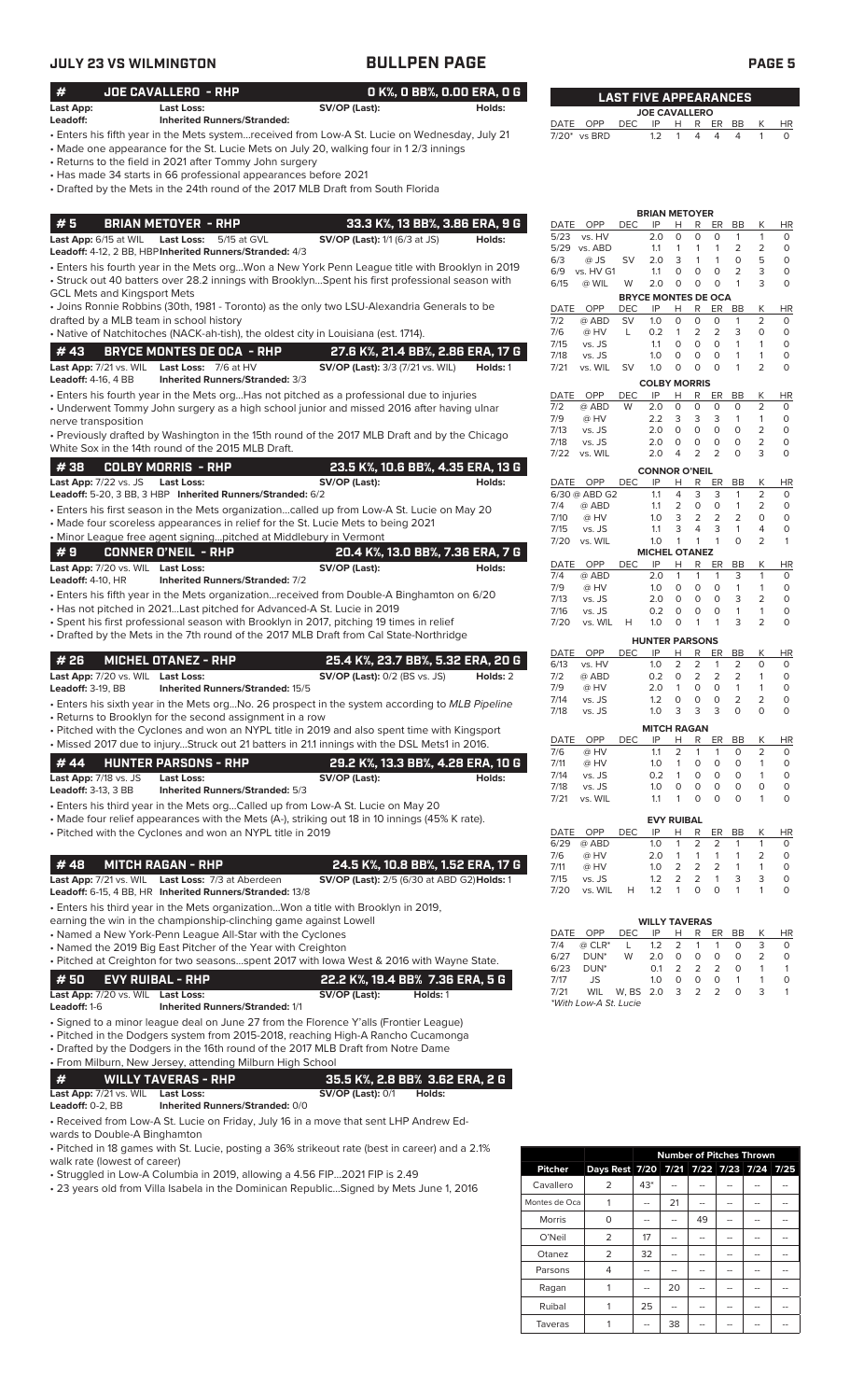**JULY 23 VS WILMINGTON** — **BULLPEN PAGE**

## # JOE CAVALLERO - RHP — 0 K%, 0 BB%, 0.00 ERA, 0 G

**Last App:** **Last Loss:** **SV/OP (Last):** **Holds:**
**Leadoff:** **Inherited Runners/Stranded:**

- Enters his fifth year in the Mets system...received from Low-A St. Lucie on Wednesday, July 21
- Made one appearance for the St. Lucie Mets on July 20, walking four in 1 2/3 innings
- Returns to the field in 2021 after Tommy John surgery
- Has made 34 starts in 66 professional appearances before 2021
- Drafted by the Mets in the 24th round of the 2017 MLB Draft from South Florida

## # 5 BRIAN METOYER - RHP — 33.3 K%, 13 BB%, 3.86 ERA, 9 G

**Last App:** 6/15 at WIL **Last Loss:** 5/15 at GVL **SV/OP (Last):** 1/1 (6/3 at JS) **Holds:**
**Leadoff:** 4-12, 2 BB, HBP **Inherited Runners/Stranded:** 4/3

- Enters his fourth year in the Mets org...Won a New York Penn League title with Brooklyn in 2019
- Struck out 40 batters over 28.2 innings with Brooklyn...Spent his first professional season with GCL Mets and Kingsport Mets
- Joins Ronnie Robbins (30th, 1981 - Toronto) as the only two LSU-Alexandria Generals to be drafted by a MLB team in school history
- Native of Natchitoches (NACK-ah-tish), the oldest city in Louisiana (est. 1714).

## # 43 BRYCE MONTES DE OCA - RHP — 27.6 K%, 21.4 BB%, 2.86 ERA, 17 G

**Last App:** 7/21 vs. WIL **Last Loss:** 7/6 at HV **SV/OP (Last):** 3/3 (7/21 vs. WIL) **Holds:** 1
**Leadoff:** 4-16, 4 BB **Inherited Runners/Stranded:** 3/3

- Enters his fourth year in the Mets org...Has not pitched as a professional due to injuries
- Underwent Tommy John surgery as a high school junior and missed 2016 after having ulnar nerve transposition
- Previously drafted by Washington in the 15th round of the 2017 MLB Draft and by the Chicago White Sox in the 14th round of the 2015 MLB Draft.

## # 38 COLBY MORRIS - RHP — 23.5 K%, 10.6 BB%, 4.35 ERA, 13 G

**Last App:** 7/22 vs. JS **Last Loss:** **SV/OP (Last):** **Holds:**
**Leadoff:** 5-20, 3 BB, 3 HBP **Inherited Runners/Stranded:** 6/2

- Enters his first season in the Mets organization...called up from Low-A St. Lucie on May 20
- Made four scoreless appearances in relief for the St. Lucie Mets to begin 2021
- Minor League free agent signing...pitched at Middlebury in Vermont

## # 9 CONNER O'NEIL - RHP — 20.4 K%, 13.0 BB%, 7.36 ERA, 7 G

**Last App:** 7/20 vs. WIL **Last Loss:** **SV/OP (Last):** **Holds:**
**Leadoff:** 4-10, HR **Inherited Runners/Stranded:** 7/2

- Enters his fifth year in the Mets organization...received from Double-A Binghamton on 6/20
- Has not pitched in 2021...Last pitched for Advanced-A St. Lucie in 2019
- Spent his first professional season with Brooklyn in 2017, pitching 19 times in relief
- Drafted by the Mets in the 7th round of the 2017 MLB Draft from Cal State-Northridge

## # 26 MICHEL OTANEZ - RHP — 25.4 K%, 23.7 BB%, 5.32 ERA, 20 G

**Last App:** 7/20 vs. WIL **Last Loss:** **SV/OP (Last):** 0/2 (BS vs. JS) **Holds:** 2
**Leadoff:** 3-19, BB **Inherited Runners/Stranded:** 15/5

- Enters his sixth year in the Mets org...No. 26 prospect in the system according to *MLB Pipeline*
- Returns to Brooklyn for the second assignment in a row
- Pitched with the Cyclones and won an NYPL title in 2019 and also spent time with Kingsport
- Missed 2017 due to injury...Struck out 21 batters in 21.1 innings with the DSL Mets1 in 2016.

## # 44 HUNTER PARSONS - RHP — 29.2 K%, 13.3 BB%, 4.28 ERA, 10 G

**Last App:** 7/18 vs. JS **Last Loss:** **SV/OP (Last):** **Holds:**
**Leadoff:** 3-13, 3 BB **Inherited Runners/Stranded:** 5/3

- Enters his third year in the Mets org...Called up from Low-A St. Lucie on May 20
- Made four relief appearances with the Mets (A-), striking out 18 in 10 innings (45% K rate).
- Pitched with the Cyclones and won an NYPL title in 2019

## # 48 MITCH RAGAN - RHP — 24.5 K%, 10.8 BB%, 1.52 ERA, 17 G

**Last App:** 7/21 vs. WIL **Last Loss:** 7/3 at Aberdeen **SV/OP (Last):** 2/5 (6/30 at ABD G2) **Holds:** 1
**Leadoff:** 6-15, 4 BB, HR **Inherited Runners/Stranded:** 13/8

- Enters his third year in the Mets organization...Won a title with Brooklyn in 2019, earning the win in the championship-clinching game against Lowell
- Named a New York-Penn League All-Star with the Cyclones
- Named the 2019 Big East Pitcher of the Year with Creighton
- Pitched at Creighton for two seasons...spent 2017 with Iowa West & 2016 with Wayne State.

## # 50 EVY RUIBAL - RHP — 22.2 K%, 19.4 BB% 7.36 ERA, 5 G

**Last App:** 7/20 vs. WIL **Last Loss:** **SV/OP (Last):** **Holds:** 1
**Leadoff:** 1-6 **Inherited Runners/Stranded:** 1/1

- Signed to a minor league deal on June 27 from the Florence Y'alls (Frontier League)
- Pitched in the Dodgers system from 2015-2018, reaching High-A Rancho Cucamonga
- Drafted by the Dodgers in the 16th round of the 2017 MLB Draft from Notre Dame
- From Milburn, New Jersey, attending Milburn High School

## # WILLY TAVERAS - RHP — 35.5 K%, 2.8 BB% 3.62 ERA, 2 G

**Last App:** 7/21 vs. WIL **Last Loss:** **SV/OP (Last):** 0/1 **Holds:**
**Leadoff:** 0-2, BB **Inherited Runners/Stranded:** 0/0

- Received from Low-A St. Lucie on Friday, July 16 in a move that sent LHP Andrew Edwards to Double-A Binghamton
- Pitched in 18 games with St. Lucie, posting a 36% strikeout rate (best in career) and a 2.1% walk rate (lowest of career)
- Struggled in Low-A Columbia in 2019, allowing a 4.56 FIP...2021 FIP is 2.49
- 23 years old from Villa Isabela in the Dominican Republic...Signed by Mets June 1, 2016

## LAST FIVE APPEARANCES

**JOE CAVALLERO**

| DATE | OPP | DEC | IP | H | R | ER | BB | K | HR |
|---|---|---|---|---|---|---|---|---|---|
| 7/20* | vs BRD | | 1.2 | 1 | 4 | 4 | 4 | 1 | 0 |

**BRIAN METOYER**

| DATE | OPP | DEC | IP | H | R | ER | BB | K | HR |
|---|---|---|---|---|---|---|---|---|---|
| 5/23 | vs. HV | | 2.0 | 0 | 0 | 0 | 1 | 1 | 0 |
| 5/29 | vs. ABD | | 1.1 | 1 | 1 | 1 | 2 | 2 | 0 |
| 6/3 | @ JS | SV | 2.0 | 3 | 1 | 1 | 0 | 5 | 0 |
| 6/9 | vs. HV G1 | | 1.1 | 0 | 0 | 0 | 2 | 3 | 0 |
| 6/15 | @ WIL | W | 2.0 | 0 | 0 | 0 | 1 | 3 | 0 |

**BRYCE MONTES DE OCA**

| DATE | OPP | DEC | IP | H | R | ER | BB | K | HR |
|---|---|---|---|---|---|---|---|---|---|
| 7/2 | @ ABD | SV | 1.0 | 0 | 0 | 0 | 1 | 2 | 0 |
| 7/6 | @ HV | L | 0.2 | 1 | 2 | 2 | 3 | 0 | 0 |
| 7/15 | vs. JS | | 1.1 | 0 | 0 | 0 | 1 | 1 | 0 |
| 7/18 | vs. JS | | 1.0 | 0 | 0 | 0 | 1 | 1 | 0 |
| 7/21 | vs. WIL | SV | 1.0 | 0 | 0 | 0 | 1 | 2 | 0 |

**COLBY MORRIS**

| DATE | OPP | DEC | IP | H | R | ER | BB | K | HR |
|---|---|---|---|---|---|---|---|---|---|
| 7/2 | @ ABD | W | 2.0 | 0 | 0 | 0 | 0 | 2 | 0 |
| 7/9 | @ HV | | 2.2 | 3 | 3 | 3 | 1 | 1 | 0 |
| 7/13 | vs. JS | | 2.0 | 0 | 0 | 0 | 0 | 2 | 0 |
| 7/18 | vs. JS | | 2.0 | 0 | 0 | 0 | 0 | 2 | 0 |
| 7/22 | vs. WIL | | 2.0 | 4 | 2 | 2 | 0 | 3 | 0 |

**CONNOR O'NEIL**

| DATE | OPP | DEC | IP | H | R | ER | BB | K | HR |
|---|---|---|---|---|---|---|---|---|---|
| 6/30 | @ ABD G2 | | 1.1 | 4 | 3 | 3 | 1 | 2 | 0 |
| 7/4 | @ ABD | | 1.1 | 2 | 0 | 0 | 1 | 2 | 0 |
| 7/10 | @ HV | | 1.0 | 3 | 2 | 2 | 2 | 0 | 0 |
| 7/15 | vs. JS | | 1.1 | 3 | 4 | 3 | 1 | 4 | 0 |
| 7/20 | vs. WIL | | 1.0 | 1 | 1 | 1 | 0 | 2 | 1 |

**MICHEL OTANEZ**

| DATE | OPP | DEC | IP | H | R | ER | BB | K | HR |
|---|---|---|---|---|---|---|---|---|---|
| 7/4 | @ ABD | | 2.0 | 1 | 1 | 1 | 3 | 1 | 0 |
| 7/9 | @ HV | | 1.0 | 0 | 0 | 0 | 1 | 1 | 0 |
| 7/13 | vs. JS | | 2.0 | 0 | 0 | 0 | 3 | 2 | 0 |
| 7/16 | vs. JS | | 0.2 | 0 | 0 | 0 | 1 | 1 | 0 |
| 7/20 | vs. WIL | H | 1.0 | 0 | 1 | 1 | 3 | 2 | 0 |

**HUNTER PARSONS**

| DATE | OPP | DEC | IP | H | R | ER | BB | K | HR |
|---|---|---|---|---|---|---|---|---|---|
| 6/13 | vs. HV | | 1.0 | 2 | 2 | 1 | 2 | 0 | 0 |
| 7/2 | @ ABD | | 0.2 | 0 | 2 | 2 | 2 | 1 | 0 |
| 7/9 | @ HV | | 2.0 | 1 | 0 | 0 | 1 | 1 | 0 |
| 7/14 | vs. JS | | 1.2 | 0 | 0 | 0 | 2 | 2 | 0 |
| 7/18 | vs. JS | | 1.0 | 3 | 3 | 3 | 0 | 0 | 0 |

**MITCH RAGAN**

| DATE | OPP | DEC | IP | H | R | ER | BB | K | HR |
|---|---|---|---|---|---|---|---|---|---|
| 7/6 | @ HV | | 1.1 | 2 | 1 | 1 | 0 | 2 | 0 |
| 7/11 | @ HV | | 1.0 | 1 | 0 | 0 | 0 | 1 | 0 |
| 7/14 | vs. JS | | 0.2 | 1 | 0 | 0 | 0 | 1 | 0 |
| 7/18 | vs. JS | | 1.0 | 0 | 0 | 0 | 0 | 0 | 0 |
| 7/21 | vs. WIL | | 1.1 | 1 | 0 | 0 | 0 | 1 | 0 |

**EVY RUIBAL**

| DATE | OPP | DEC | IP | H | R | ER | BB | K | HR |
|---|---|---|---|---|---|---|---|---|---|
| 6/29 | @ ABD | | 1.0 | 1 | 2 | 2 | 1 | 1 | 0 |
| 7/6 | @ HV | | 2.0 | 1 | 1 | 1 | 1 | 2 | 0 |
| 7/11 | @ HV | | 1.0 | 2 | 2 | 2 | 1 | 1 | 0 |
| 7/15 | vs. JS | | 1.2 | 2 | 2 | 1 | 3 | 3 | 0 |
| 7/20 | vs. WIL | H | 1.2 | 1 | 0 | 0 | 1 | 1 | 0 |

**WILLY TAVERAS**

| DATE | OPP | DEC | IP | H | R | ER | BB | K | HR |
|---|---|---|---|---|---|---|---|---|---|
| 7/4 | @ CLR* | L | 1.2 | 1 | 1 | 1 | 0 | 3 | 0 |
| 6/27 | DUN* | W | 2.0 | 0 | 0 | 0 | 0 | 2 | 0 |
| 6/23 | DUN* | | 0.1 | 2 | 2 | 2 | 0 | 1 | 1 |
| 7/17 | JS | | 1.0 | 0 | 0 | 0 | 1 | 1 | 0 |
| 7/21 | WIL | W, BS | 2.0 | 3 | 2 | 2 | 0 | 3 | 1 |

*With Low-A St. Lucie

| | | Number of Pitches Thrown | | | | | |
|---|---|---|---|---|---|---|---|
| **Pitcher** | **Days Rest** | **7/20** | **7/21** | **7/22** | **7/23** | **7/24** | **7/25** |
| Cavallero | 2 | 43* | -- | -- | -- | -- | -- |
| Montes de Oca | 1 | -- | 21 | -- | -- | -- | -- |
| Morris | 0 | -- | -- | 49 | -- | -- | -- |
| O'Neil | 2 | 17 | -- | -- | -- | -- | -- |
| Otanez | 2 | 32 | -- | -- | -- | -- | -- |
| Parsons | 4 | -- | -- | -- | -- | -- | -- |
| Ragan | 1 | -- | 20 | -- | -- | -- | -- |
| Ruibal | 1 | 25 | -- | -- | -- | -- | -- |
| Taveras | 1 | -- | 38 | -- | -- | -- | -- |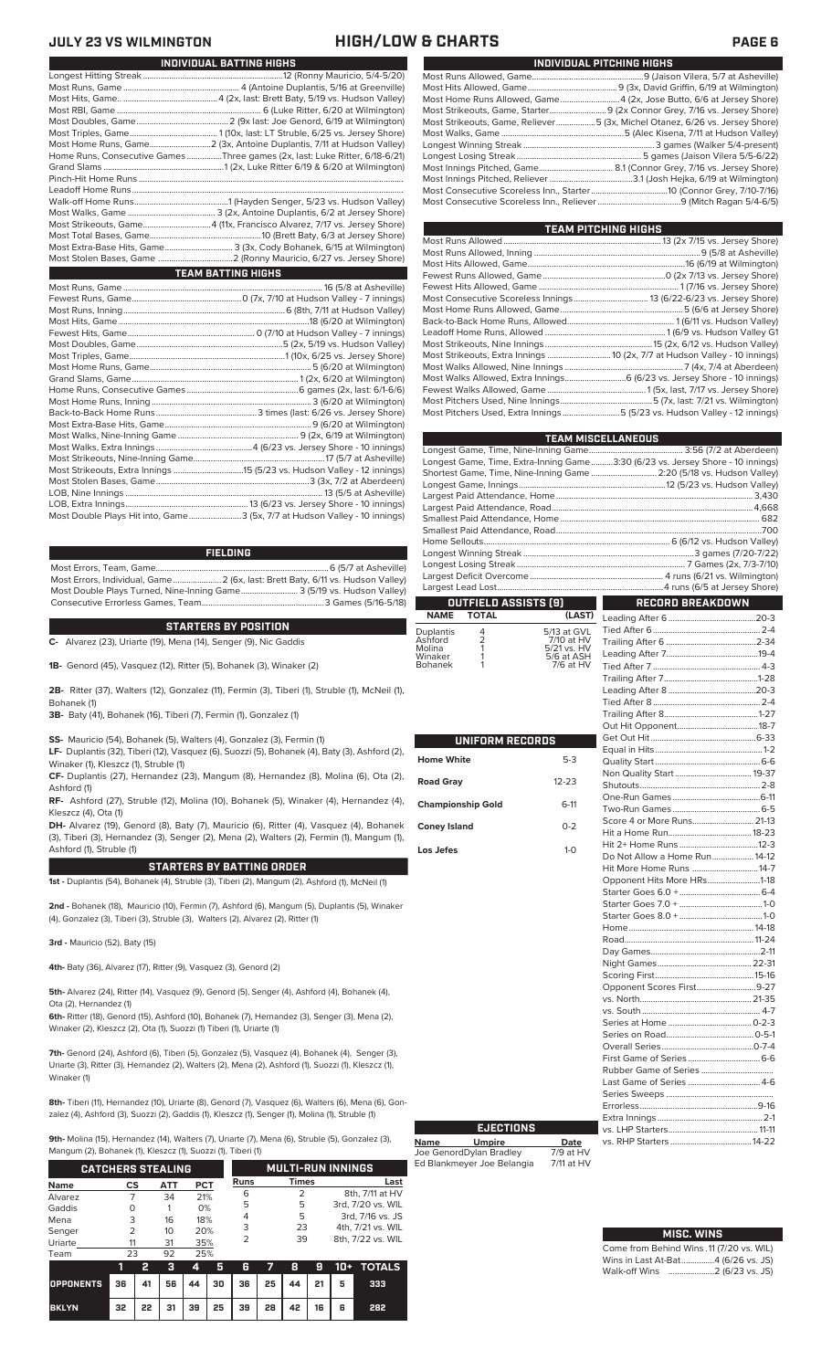# JULY 23 VS WILMINGTON — HIGH/LOW & CHARTS

## INDIVIDUAL BATTING HIGHS

| | |
|---|---|
| Longest Hitting Streak | 12 (Ronny Mauricio, 5/4-5/20) |
| Most Runs, Game | 4 (Antoine Duplantis, 5/16 at Greenville) |
| Most Hits, Game | 4 (2x, last: Brett Baty, 5/19 vs. Hudson Valley) |
| Most RBI, Game | 6 (Luke Ritter, 6/20 at Wilmington) |
| Most Doubles, Game | 2 (9x last: Joe Genord, 6/19 at Wilmington) |
| Most Triples, Game | 1 (10x, last: LT Struble, 6/25 vs. Jersey Shore) |
| Most Home Runs, Game | 2 (3x, Antoine Duplantis, 7/11 at Hudson Valley) |
| Home Runs, Consecutive Games | Three games (2x, last: Luke Ritter, 6/18-6/21) |
| Grand Slams | 1 (2x, Luke Ritter 6/19 & 6/20 at Wilmington) |
| Pinch-Hit Home Runs | |
| Leadoff Home Runs | |
| Walk-off Home Runs | 1 (Hayden Senger, 5/23 vs. Hudson Valley) |
| Most Walks, Game | 3 (2x, Antoine Duplantis, 6/2 at Jersey Shore) |
| Most Strikeouts, Game | 4 (11x, Francisco Alvarez, 7/17 vs. Jersey Shore) |
| Most Total Bases, Game | 10 (Brett Baty, 6/3 at Jersey Shore) |
| Most Extra-Base Hits, Game | 3 (3x, Cody Bohanek, 6/15 at Wilmington) |
| Most Stolen Bases, Game | 2 (Ronny Mauricio, 6/27 vs. Jersey Shore) |

## TEAM BATTING HIGHS

| | |
|---|---|
| Most Runs, Game | 16 (5/8 at Asheville) |
| Fewest Runs, Game | 0 (7x, 7/10 at Hudson Valley - 7 innings) |
| Most Runs, Inning | 6 (8th, 7/11 at Hudson Valley) |
| Most Hits, Game | 18 (6/20 at Wilmington) |
| Fewest Hits, Game | 0 (7/10 at Hudson Valley - 7 innings) |
| Most Doubles, Game | 5 (2x, 5/19 vs. Hudson Valley) |
| Most Triples, Game | 1 (10x, 6/25 vs. Jersey Shore) |
| Most Home Runs, Game | 5 (6/20 at Wilmington) |
| Grand Slams, Game | 1 (2x, 6/20 at Wilmington) |
| Home Runs, Consecutive Games | 6 games (2x, last: 6/1-6/6) |
| Most Home Runs, Inning | 3 (6/20 at Wilmington) |
| Back-to-Back Home Runs | 3 times (last: 6/26 vs. Jersey Shore) |
| Most Extra-Base Hits, Game | 9 (6/20 at Wilmington) |
| Most Walks, Nine-Inning Game | 9 (2x, 6/19 at Wilmington) |
| Most Walks, Extra Innings | 4 (6/23 vs. Jersey Shore - 10 innings) |
| Most Strikeouts, Nine-Inning Game | 17 (5/7 at Asheville) |
| Most Strikeouts, Extra Innings | 15 (5/23 vs. Hudson Valley - 12 innings) |
| Most Stolen Bases, Game | 3 (3x, 7/2 at Aberdeen) |
| LOB, Nine Innings | 13 (5/5 at Asheville) |
| LOB, Extra Innings | 13 (6/23 vs. Jersey Shore - 10 innings) |
| Most Double Plays Hit into, Game | 3 (5x, 7/7 at Hudson Valley - 10 innings) |

## FIELDING

| | |
|---|---|
| Most Errors, Team, Game | 6 (5/7 at Asheville) |
| Most Errors, Individual, Game | 2 (6x, last: Brett Baty, 6/11 vs. Hudson Valley) |
| Most Double Plays Turned, Nine-Inning Game | 3 (5/19 vs. Hudson Valley) |
| Consecutive Errorless Games, Team | 3 Games (5/16-5/18) |

## STARTERS BY POSITION

**C-** Alvarez (23), Uriarte (19), Mena (14), Senger (9), Nic Gaddis

**1B-** Genord (45), Vasquez (12), Ritter (5), Bohanek (3), Winaker (2)

**2B-** Ritter (37), Walters (12), Gonzalez (11), Fermin (3), Tiberi (1), Struble (1), McNeil (1), Bohanek (1)

**3B-** Baty (41), Bohanek (16), Tiberi (7), Fermin (1), Gonzalez (1)

**SS-** Mauricio (54), Bohanek (5), Walters (4), Gonzalez (3), Fermin (1)

**LF-** Duplantis (32), Tiberi (12), Vasquez (6), Suozzi (5), Bohanek (4), Baty (3), Ashford (2), Winaker (1), Kleszcz (1), Struble (1)

**CF-** Duplantis (27), Hernandez (23), Mangum (8), Hernandez (8), Molina (6), Ota (2), Ashford (1)

**RF-** Ashford (27), Struble (12), Molina (10), Bohanek (5), Winaker (4), Hernandez (4), Kleszcz (4), Ota (1)

**DH-** Alvarez (19), Genord (8), Baty (7), Mauricio (6), Ritter (4), Vasquez (4), Bohanek (3), Tiberi (3), Hernandez (3), Senger (2), Mena (2), Walters (2), Fermin (1), Mangum (1), Ashford (1), Struble (1)

## STARTERS BY BATTING ORDER

**1st -** Duplantis (54), Bohanek (4), Struble (3), Tiberi (2), Mangum (2), Ashford (1), McNeil (1)

**2nd -** Bohanek (18), Mauricio (10), Fermin (7), Ashford (6), Mangum (5), Duplantis (5), Winaker (4), Gonzalez (3), Tiberi (3), Struble (3), Walters (2), Alvarez (2), Ritter (1)

**3rd -** Mauricio (52), Baty (15)

**4th-** Baty (36), Alvarez (17), Ritter (9), Vasquez (3), Genord (2)

**5th-** Alvarez (24), Ritter (14), Vasquez (9), Genord (5), Senger (4), Ashford (4), Bohanek (4), Ota (2), Hernandez (1)

**6th-** Ritter (18), Genord (15), Ashford (10), Bohanek (7), Hernandez (3), Senger (3), Mena (2), Winaker (2), Kleszcz (2), Ota (1), Suozzi (1) Tiberi (1), Uriarte (1)

**7th-** Genord (24), Ashford (6), Tiberi (5), Gonzalez (5), Vasquez (4), Bohanek (4), Senger (3), Uriarte (3), Ritter (3), Hernandez (2), Walters (2), Mena (2), Ashford (1), Suozzi (1), Kleszcz (1), Winaker (1)

**8th-** Tiberi (11), Hernandez (10), Uriarte (8), Genord (7), Vasquez (6), Walters (6), Mena (6), Gonzalez (4), Ashford (3), Suozzi (3), Gaddis (1), Kleszcz (1), Senger (1), Molina (1), Struble (1)

**9th-** Molina (15), Hernandez (14), Walters (7), Uriarte (7), Mena (6), Struble (5), Gonzalez (3), Mangum (2), Bohanek (1), Kleszcz (1), Suozzi (1), Tiberi (1)

## CATCHERS STEALING

| Name | CS | ATT | PCT |
|---|---|---|---|
| Alvarez | 7 | 34 | 21% |
| Gaddis | 0 | 1 | 0% |
| Mena | 3 | 16 | 18% |
| Senger | 2 | 10 | 20% |
| Uriarte | 11 | 31 | 35% |
| Team | 23 | 92 | 25% |

## MULTI-RUN INNINGS

| Runs | Times | Last |
|---|---|---|
| 6 | 2 | 8th, 7/11 at HV |
| 5 | 5 | 3rd, 7/20 vs. WIL |
| 4 | 5 | 3rd, 7/16 vs. JS |
| 3 | 23 | 4th, 7/21 vs. WIL |
| 2 | 39 | 8th, 7/22 vs. WIL |

| | 1 | 2 | 3 | 4 | 5 | 6 | 7 | 8 | 9 | 10+ | TOTALS |
|---|---|---|---|---|---|---|---|---|---|---|---|
| OPPONENTS | 36 | 41 | 56 | 44 | 30 | 36 | 25 | 44 | 21 | 5 | 333 |
| BKLYN | 32 | 22 | 31 | 39 | 25 | 39 | 28 | 42 | 16 | 6 | 282 |

## INDIVIDUAL PITCHING HIGHS

| | |
|---|---|
| Most Runs Allowed, Game | 9 (Jaison Vilera, 5/7 at Asheville) |
| Most Hits Allowed, Game | 9 (3x, David Griffin, 6/19 at Wilmington) |
| Most Home Runs Allowed, Game | 4 (2x, Jose Butto, 6/6 at Jersey Shore) |
| Most Strikeouts, Game, Starter | 9 (2x Connor Grey, 7/16 vs. Jersey Shore) |
| Most Strikeouts, Game, Reliever | 5 (3x, Michel Otanez, 6/26 vs. Jersey Shore) |
| Most Walks, Game | 5 (Alec Kisena, 7/11 at Hudson Valley) |
| Longest Winning Streak | 3 games (Walker 5-4-present) |
| Longest Losing Streak | 5 games (Jaison Vilera 5/5-6/22) |
| Most Innings Pitched, Game | 8.1 (Connor Grey, 7/16 vs. Jersey Shore) |
| Most Innings Pitched, Reliever | 3.1 (Josh Hejka, 6/19 at Wilmington) |
| Most Consecutive Scoreless Inns., Starter | 10 (Connor Grey, 7/10-7/16) |
| Most Consecutive Scoreless Inns., Reliever | 9 (Mitch Ragan 5/4-6/5) |

## TEAM PITCHING HIGHS

| | |
|---|---|
| Most Runs Allowed | 13 (2x 7/15 vs. Jersey Shore) |
| Most Runs Allowed, Inning | 9 (5/8 at Asheville) |
| Most Hits Allowed, Game | 16 (6/19 at Wilmington) |
| Fewest Runs Allowed, Game | 0 (2x 7/13 vs. Jersey Shore) |
| Fewest Hits Allowed, Game | 1 (6/17 vs. Jersey Shore) |
| Most Consecutive Scoreless Innings | 13 (6/22-6/23 vs. Jersey Shore) |
| Most Home Runs Allowed, Game | 5 (6/6 at Jersey Shore) |
| Back-to-Back Home Runs, Allowed | 1 (6/11 vs. Hudson Valley) |
| Leadoff Home Runs Allowed | 1 (6/9 vs. Hudson Valley G1 |
| Most Strikeouts, Nine Innings | 15 (2x, 6/12 vs. Hudson Valley) |
| Most Strikeouts, Extra Innings | 10 (2x, 7/7 at Hudson Valley - 10 innings) |
| Most Walks Allowed, Nine Innings | 7 (4x, 7/4 at Aberdeen) |
| Most Walks Allowed, Extra Innings | 6 (6/23 vs. Jersey Shore - 10 innings) |
| Fewest Walks Allowed, Game | 1 (5x, last, 7/17 vs. Jersey Shore) |
| Most Pitchers Used, Nine Innings | 5 (7x, last: 7/21 vs. Wilmington) |
| Most Pitchers Used, Extra Innings | 5 (5/23 vs. Hudson Valley - 12 innings) |

## TEAM MISCELLANEOUS

| | |
|---|---|
| Longest Game, Time, Nine-Inning Game | 3:56 (7/2 at Aberdeen) |
| Longest Game, Time, Extra-Inning Game | 3:30 (6/23 vs. Jersey Shore - 10 innings) |
| Shortest Game, Time, Nine-Inning Game | 2:20 (5/18 vs. Hudson Valley) |
| Longest Game, Innings | 12 (5/23 vs. Hudson Valley) |
| Largest Paid Attendance, Home | 3,430 |
| Largest Paid Attendance, Road | 4,668 |
| Smallest Paid Attendance, Home | 682 |
| Smallest Paid Attendance, Road | 700 |
| Home Sellouts | 6 (6/12 vs. Hudson Valley) |
| Longest Winning Streak | 3 games (7/20-7/22) |
| Longest Losing Streak | 7 Games (2x, 7/3-7/10) |
| Largest Deficit Overcome | 4 runs (6/21 vs. Wilmington) |
| Largest Lead Lost | 4 runs (6/5 at Jersey Shore) |

## OUTFIELD ASSISTS (9)

| NAME | TOTAL | (LAST) |
|---|---|---|
| Duplantis | 4 | 5/13 at GVL |
| Ashford | 2 | 7/10 at HV |
| Molina | 1 | 5/21 vs. HV |
| Winaker | 1 | 5/6 at ASH |
| Bohanek | 1 | 7/6 at HV |

## UNIFORM RECORDS

| | |
|---|---|
| Home White | 5-3 |
| Road Gray | 12-23 |
| Championship Gold | 6-11 |
| Coney Island | 0-2 |
| Los Jefes | 1-0 |

## RECORD BREAKDOWN

| | |
|---|---|
| Leading After 6 | 20-3 |
| Tied After 6 | 2-4 |
| Trailing After 6 | 2-34 |
| Leading After 7 | 19-4 |
| Tied After 7 | 4-3 |
| Trailing After 7 | 1-28 |
| Leading After 8 | 20-3 |
| Tied After 8 | 2-4 |
| Trailing After 8 | 1-27 |
| Out Hit Opponent | 18-7 |
| Get Out Hit | 6-33 |
| Equal in Hits | 1-2 |
| Quality Start | 6-6 |
| Non Quality Start | 19-37 |
| Shutouts | 2-8 |
| One-Run Games | 6-11 |
| Two-Run Games | 6-5 |
| Score 4 or More Runs | 21-13 |
| Hit a Home Run | 18-23 |
| Hit 2+ Home Runs | 12-3 |
| Do Not Allow a Home Run | 14-12 |
| Hit More Home Runs | 14-7 |
| Opponent Hits More HRs | 1-18 |
| Starter Goes 6.0 + | 6-4 |
| Starter Goes 7.0 + | 1-0 |
| Starter Goes 8.0 + | 1-0 |
| Home | 14-18 |
| Road | 11-24 |
| Day Games | 2-11 |
| Night Games | 22-31 |
| Scoring First | 15-16 |
| Opponent Scores First | 9-27 |
| vs. North | 21-35 |
| vs. South | 4-7 |
| Series at Home | 0-2-3 |
| Series on Road | 0-5-1 |
| Overall Series | 0-7-4 |
| First Game of Series | 6-6 |
| Rubber Game of Series | |
| Last Game of Series | 4-6 |
| Series Sweeps | |
| Errorless | 9-16 |
| Extra Innings | 2-1 |
| vs. LHP Starters | 11-11 |
| vs. RHP Starters | 14-22 |

## EJECTIONS

| Name | Umpire | Date |
|---|---|---|
| Joe Genord | Dylan Bradley | 7/9 at HV |
| Ed Blankmeyer | Joe Belangia | 7/11 at HV |

## MISC. WINS

| | |
|---|---|
| Come from Behind Wins | 11 (7/20 vs. WIL) |
| Wins in Last At-Bat | 4 (6/26 vs. JS) |
| Walk-off Wins | 2 (6/23 vs. JS) |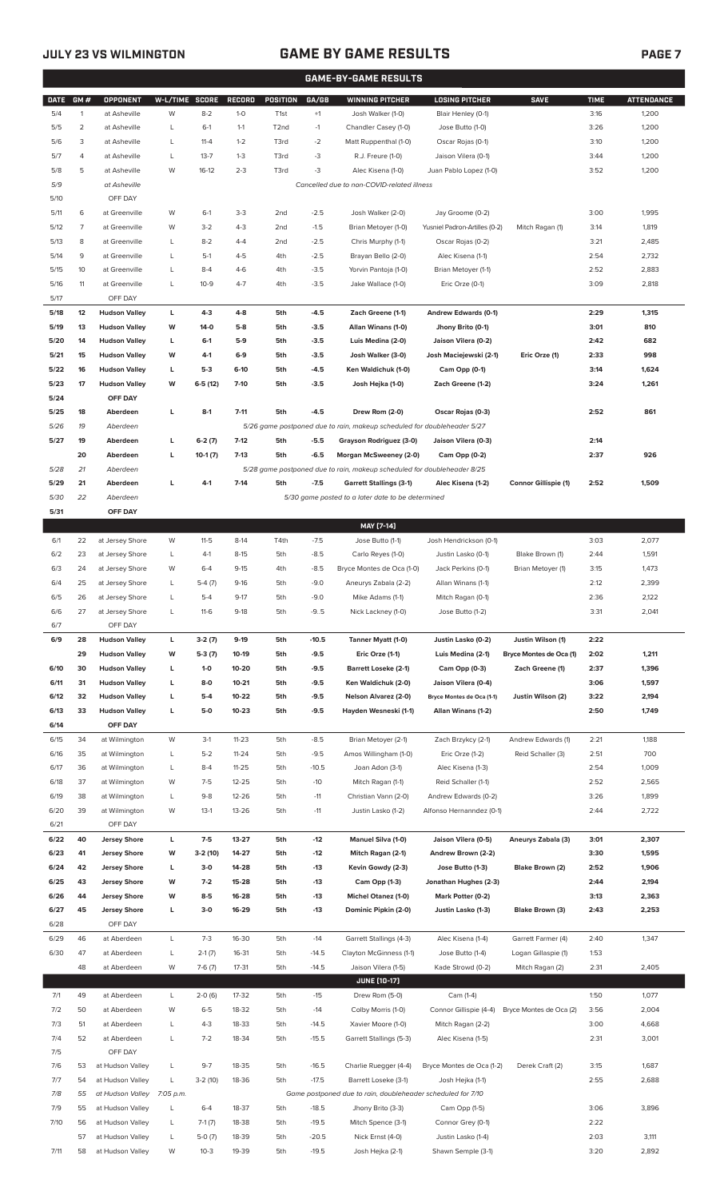# GAME BY GAME RESULTS

## GAME-BY-GAME RESULTS

| DATE | GM # | OPPONENT | W-L/TIME | SCORE | RECORD | POSITION | GA/GB | WINNING PITCHER | LOSING PITCHER | SAVE | TIME | ATTENDANCE |
|---|---|---|---|---|---|---|---|---|---|---|---|---|
| 5/4 | 1 | at Asheville | W | 8-2 | 1-0 | T1st | +1 | Josh Walker (1-0) | Blair Henley (0-1) | | 3:16 | 1,200 |
| 5/5 | 2 | at Asheville | L | 6-1 | 1-1 | T2nd | -1 | Chandler Casey (1-0) | Jose Butto (1-0) | | 3:26 | 1,200 |
| 5/6 | 3 | at Asheville | L | 11-4 | 1-2 | T3rd | -2 | Matt Ruppenthal (1-0) | Oscar Rojas (0-1) | | 3:10 | 1,200 |
| 5/7 | 4 | at Asheville | L | 13-7 | 1-3 | T3rd | -3 | R.J. Freure (1-0) | Jaison Vilera (0-1) | | 3:44 | 1,200 |
| 5/8 | 5 | at Asheville | W | 16-12 | 2-3 | T3rd | -3 | Alec Kisena (1-0) | Juan Pablo Lopez (1-0) | | 3:52 | 1,200 |
| 5/9 | | at Asheville | | | | | | *Cancelled due to non-COVID-related illness* | | | | |
| 5/10 | | OFF DAY | | | | | | | | | | |
| 5/11 | 6 | at Greenville | W | 6-1 | 3-3 | 2nd | -2.5 | Josh Walker (2-0) | Jay Groome (0-2) | | 3:00 | 1,995 |
| 5/12 | 7 | at Greenville | W | 3-2 | 4-3 | 2nd | -1.5 | Brian Metoyer (1-0) | Yusniel Padron-Artilles (0-2) | Mitch Ragan (1) | 3:14 | 1,819 |
| 5/13 | 8 | at Greenville | L | 8-2 | 4-4 | 2nd | -2.5 | Chris Murphy (1-1) | Oscar Rojas (0-2) | | 3:21 | 2,485 |
| 5/14 | 9 | at Greenville | L | 5-1 | 4-5 | 4th | -2.5 | Brayan Bello (2-0) | Alec Kisena (1-1) | | 2:54 | 2,732 |
| 5/15 | 10 | at Greenville | L | 8-4 | 4-6 | 4th | -3.5 | Yorvin Pantoja (1-0) | Brian Metoyer (1-1) | | 2:52 | 2,883 |
| 5/16 | 11 | at Greenville | L | 10-9 | 4-7 | 4th | -3.5 | Jake Wallace (1-0) | Eric Orze (0-1) | | 3:09 | 2,818 |
| 5/17 | | OFF DAY | | | | | | | | | | |
| **5/18** | **12** | **Hudson Valley** | **L** | **4-3** | **4-8** | **5th** | **-4.5** | **Zach Greene (1-1)** | **Andrew Edwards (0-1)** | | **2:29** | **1,315** |
| **5/19** | **13** | **Hudson Valley** | **W** | **14-0** | **5-8** | **5th** | **-3.5** | **Allan Winans (1-0)** | **Jhony Brito (0-1)** | | **3:01** | **810** |
| **5/20** | **14** | **Hudson Valley** | **L** | **6-1** | **5-9** | **5th** | **-3.5** | **Luis Medina (2-0)** | **Jaison Vilera (0-2)** | | **2:42** | **682** |
| **5/21** | **15** | **Hudson Valley** | **W** | **4-1** | **6-9** | **5th** | **-3.5** | **Josh Walker (3-0)** | **Josh Maciejewski (2-1)** | **Eric Orze (1)** | **2:33** | **998** |
| **5/22** | **16** | **Hudson Valley** | **L** | **5-3** | **6-10** | **5th** | **-4.5** | **Ken Waldichuk (1-0)** | **Cam Opp (0-1)** | | **3:14** | **1,624** |
| **5/23** | **17** | **Hudson Valley** | **W** | **6-5 (12)** | **7-10** | **5th** | **-3.5** | **Josh Hejka (1-0)** | **Zach Greene (1-2)** | | **3:24** | **1,261** |
| **5/24** | | **OFF DAY** | | | | | | | | | | |
| **5/25** | **18** | **Aberdeen** | **L** | **8-1** | **7-11** | **5th** | **-4.5** | **Drew Rom (2-0)** | **Oscar Rojas (0-3)** | | **2:52** | **861** |
| *5/26* | *19* | *Aberdeen* | | | | | | *5/26 game postponed due to rain, makeup scheduled for doubleheader 5/27* | | | | |
| **5/27** | **19** | **Aberdeen** | **L** | **6-2 (7)** | **7-12** | **5th** | **-5.5** | **Grayson Rodriguez (3-0)** | **Jaison Vilera (0-3)** | | **2:14** | |
| | **20** | **Aberdeen** | **L** | **10-1 (7)** | **7-13** | **5th** | **-6.5** | **Morgan McSweeney (2-0)** | **Cam Opp (0-2)** | | **2:37** | **926** |
| *5/28* | *21* | *Aberdeen* | | | | | | *5/28 game postponed due to rain, makeup scheduled for doubleheader 8/25* | | | | |
| **5/29** | **21** | **Aberdeen** | **L** | **4-1** | **7-14** | **5th** | **-7.5** | **Garrett Stallings (3-1)** | **Alec Kisena (1-2)** | **Connor Gillispie (1)** | **2:52** | **1,509** |
| *5/30* | *22* | *Aberdeen* | | | | | | *5/30 game posted to a later date to be determined* | | | | |
| **5/31** | | **OFF DAY** | | | | | | | | | | |
| | | | | | | | | **MAY [7-14]** | | | | |
| 6/1 | 22 | at Jersey Shore | W | 11-5 | 8-14 | T4th | -7.5 | Jose Butto (1-1) | Josh Hendrickson (0-1) | | 3:03 | 2,077 |
| 6/2 | 23 | at Jersey Shore | L | 4-1 | 8-15 | 5th | -8.5 | Carlo Reyes (1-0) | Justin Lasko (0-1) | Blake Brown (1) | 2:44 | 1,591 |
| 6/3 | 24 | at Jersey Shore | W | 6-4 | 9-15 | 4th | -8.5 | Bryce Montes de Oca (1-0) | Jack Perkins (0-1) | Brian Metoyer (1) | 3:15 | 1,473 |
| 6/4 | 25 | at Jersey Shore | L | 5-4 (7) | 9-16 | 5th | -9.0 | Aneurys Zabala (2-2) | Allan Winans (1-1) | | 2:12 | 2,399 |
| 6/5 | 26 | at Jersey Shore | L | 5-4 | 9-17 | 5th | -9.0 | Mike Adams (1-1) | Mitch Ragan (0-1) | | 2:36 | 2,122 |
| 6/6 | 27 | at Jersey Shore | L | 11-6 | 9-18 | 5th | -9..5 | Nick Lackney (1-0) | Jose Butto (1-2) | | 3:31 | 2,041 |
| 6/7 | | OFF DAY | | | | | | | | | | |
| **6/9** | **28** | **Hudson Valley** | **L** | **3-2 (7)** | **9-19** | **5th** | **-10.5** | **Tanner Myatt (1-0)** | **Justin Lasko (0-2)** | **Justin Wilson (1)** | **2:22** | |
| | **29** | **Hudson Valley** | **W** | **5-3 (7)** | **10-19** | **5th** | **-9.5** | **Eric Orze (1-1)** | **Luis Medina (2-1)** | **Bryce Montes de Oca (1)** | **2:02** | **1,211** |
| **6/10** | **30** | **Hudson Valley** | **L** | **1-0** | **10-20** | **5th** | **-9.5** | **Barrett Loseke (2-1)** | **Cam Opp (0-3)** | **Zach Greene (1)** | **2:37** | **1,396** |
| **6/11** | **31** | **Hudson Valley** | **L** | **8-0** | **10-21** | **5th** | **-9.5** | **Ken Waldichuk (2-0)** | **Jaison Vilera (0-4)** | | **3:06** | **1,597** |
| **6/12** | **32** | **Hudson Valley** | **L** | **5-4** | **10-22** | **5th** | **-9.5** | **Nelson Alvarez (2-0)** | **Bryce Montes de Oca (1-1)** | **Justin Wilson (2)** | **3:22** | **2,194** |
| **6/13** | **33** | **Hudson Valley** | **L** | **5-0** | **10-23** | **5th** | **-9.5** | **Hayden Wesneski (1-1)** | **Allan Winans (1-2)** | | **2:50** | **1,749** |
| **6/14** | | **OFF DAY** | | | | | | | | | | |
| 6/15 | 34 | at Wilmington | W | 3-1 | 11-23 | 5th | -8.5 | Brian Metoyer (2-1) | Zach Brzykcy (2-1) | Andrew Edwards (1) | 2:21 | 1,188 |
| 6/16 | 35 | at Wilmington | L | 5-2 | 11-24 | 5th | -9.5 | Amos Willingham (1-0) | Eric Orze (1-2) | Reid Schaller (3) | 2:51 | 700 |
| 6/17 | 36 | at Wilmington | L | 8-4 | 11-25 | 5th | -10.5 | Joan Adon (3-1) | Alec Kisena (1-3) | | 2:54 | 1,009 |
| 6/18 | 37 | at Wilmington | W | 7-5 | 12-25 | 5th | -10 | Mitch Ragan (1-1) | Reid Schaller (1-1) | | 2:52 | 2,565 |
| 6/19 | 38 | at Wilmington | L | 9-8 | 12-26 | 5th | -11 | Christian Vann (2-0) | Andrew Edwards (0-2) | | 3:26 | 1,899 |
| 6/20 | 39 | at Wilmington | W | 13-1 | 13-26 | 5th | -11 | Justin Lasko (1-2) | Alfonso Hernanndez (0-1) | | 2:44 | 2,722 |
| 6/21 | | OFF DAY | | | | | | | | | | |
| **6/22** | **40** | **Jersey Shore** | **L** | **7-5** | **13-27** | **5th** | **-12** | **Manuel Silva (1-0)** | **Jaison Vilera (0-5)** | **Aneurys Zabala (3)** | **3:01** | **2,307** |
| **6/23** | **41** | **Jersey Shore** | **W** | **3-2 (10)** | **14-27** | **5th** | **-12** | **Mitch Ragan (2-1)** | **Andrew Brown (2-2)** | | **3:30** | **1,595** |
| **6/24** | **42** | **Jersey Shore** | **L** | **3-0** | **14-28** | **5th** | **-13** | **Kevin Gowdy (2-3)** | **Jose Butto (1-3)** | **Blake Brown (2)** | **2:52** | **1,906** |
| **6/25** | **43** | **Jersey Shore** | **W** | **7-2** | **15-28** | **5th** | **-13** | **Cam Opp (1-3)** | **Jonathan Hughes (2-3)** | | **2:44** | **2,194** |
| **6/26** | **44** | **Jersey Shore** | **W** | **8-5** | **16-28** | **5th** | **-13** | **Michel Otanez (1-0)** | **Mark Potter (0-2)** | | **3:13** | **2,363** |
| **6/27** | **45** | **Jersey Shore** | **L** | **3-0** | **16-29** | **5th** | **-13** | **Dominic Pipkin (2-0)** | **Justin Lasko (1-3)** | **Blake Brown (3)** | **2:43** | **2,253** |
| 6/28 | | OFF DAY | | | | | | | | | | |
| 6/29 | 46 | at Aberdeen | L | 7-3 | 16-30 | 5th | -14 | Garrett Stallings (4-3) | Alec Kisena (1-4) | Garrett Farmer (4) | 2:40 | 1,347 |
| 6/30 | 47 | at Aberdeen | L | 2-1 (7) | 16-31 | 5th | -14.5 | Clayton McGinness (1-1) | Jose Butto (1-4) | Logan Gillaspie (1) | 1:53 | |
| | 48 | at Aberdeen | W | 7-6 (7) | 17-31 | 5th | -14.5 | Jaison Vilera (1-5) | Kade Strowd (0-2) | Mitch Ragan (2) | 2:31 | 2,405 |
| | | | | | | | | **JUNE [10-17]** | | | | |
| 7/1 | 49 | at Aberdeen | L | 2-0 (6) | 17-32 | 5th | -15 | Drew Rom (5-0) | Cam (1-4) | | 1:50 | 1,077 |
| 7/2 | 50 | at Aberdeen | W | 6-5 | 18-32 | 5th | -14 | Colby Morris (1-0) | Connor Gillispie (4-4) | Bryce Montes de Oca (2) | 3:56 | 2,004 |
| 7/3 | 51 | at Aberdeen | L | 4-3 | 18-33 | 5th | -14.5 | Xavier Moore (1-0) | Mitch Ragan (2-2) | | 3:00 | 4,668 |
| 7/4 | 52 | at Aberdeen | L | 7-2 | 18-34 | 5th | -15.5 | Garrett Stallings (5-3) | Alec Kisena (1-5) | | 2:31 | 3,001 |
| 7/5 | | OFF DAY | | | | | | | | | | |
| 7/6 | 53 | at Hudson Valley | L | 9-7 | 18-35 | 5th | -16.5 | Charlie Ruegger (4-4) | Bryce Montes de Oca (1-2) | Derek Craft (2) | 3:15 | 1,687 |
| 7/7 | 54 | at Hudson Valley | L | 3-2 (10) | 18-36 | 5th | -17.5 | Barrett Loseke (3-1) | Josh Hejka (1-1) | | 2:55 | 2,688 |
| *7/8* | *55* | *at Hudson Valley* | *7:05 p.m.* | | | | | *Game postponed due to rain, doubleheader scheduled for 7/10* | | | | |
| 7/9 | 55 | at Hudson Valley | L | 6-4 | 18-37 | 5th | -18.5 | Jhony Brito (3-3) | Cam Opp (1-5) | | 3:06 | 3,896 |
| 7/10 | 56 | at Hudson Valley | L | 7-1 (7) | 18-38 | 5th | -19.5 | Mitch Spence (3-1) | Connor Grey (0-1) | | 2:22 | |
| | 57 | at Hudson Valley | L | 5-0 (7) | 18-39 | 5th | -20.5 | Nick Ernst (4-0) | Justin Lasko (1-4) | | 2:03 | 3,111 |
| 7/11 | 58 | at Hudson Valley | W | 10-3 | 19-39 | 5th | -19.5 | Josh Hejka (2-1) | Shawn Semple (3-1) | | 3:20 | 2,892 |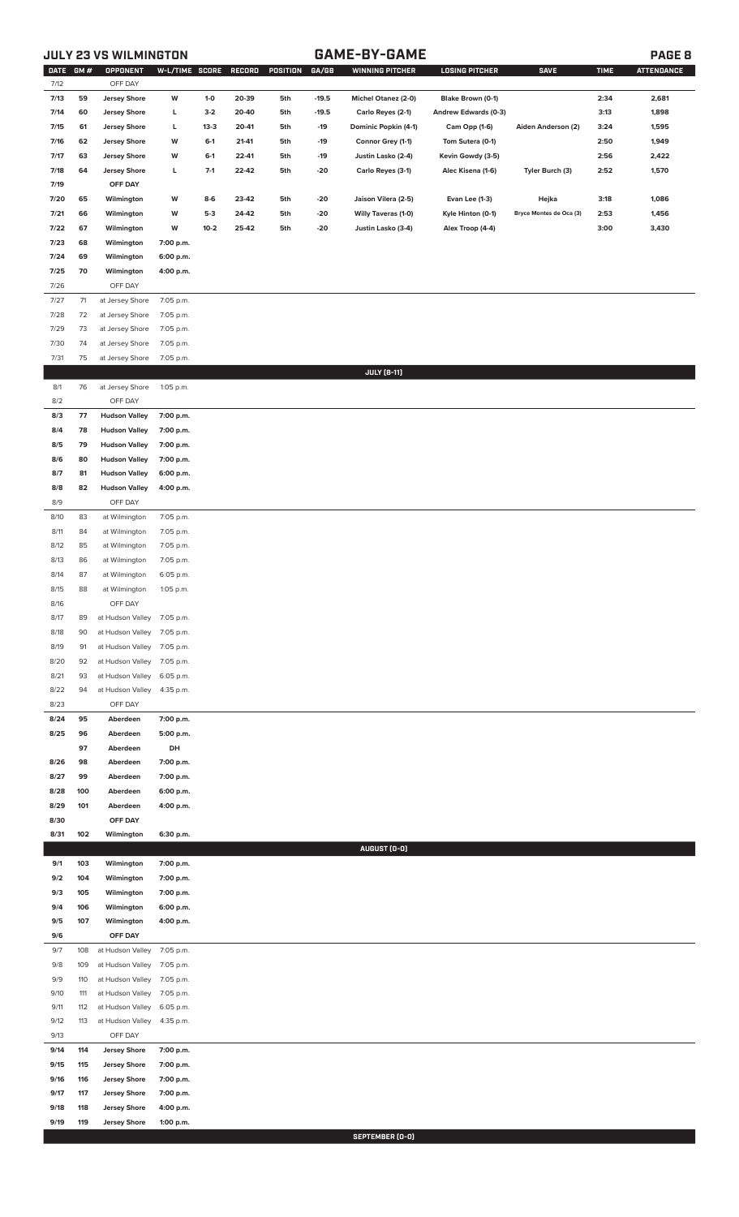## JULY 23 VS WILMINGTON — GAME-BY-GAME

| DATE | GM # | OPPONENT | W-L/TIME | SCORE | RECORD | POSITION | GA/GB | WINNING PITCHER | LOSING PITCHER | SAVE | TIME | ATTENDANCE |
|---|---|---|---|---|---|---|---|---|---|---|---|---|
| 7/12 | | OFF DAY | | | | | | | | | | |
| 7/13 | 59 | Jersey Shore | W | 1-0 | 20-39 | 5th | -19.5 | Michel Otanez (2-0) | Blake Brown (0-1) | | 2:34 | 2,681 |
| 7/14 | 60 | Jersey Shore | L | 3-2 | 20-40 | 5th | -19.5 | Carlo Reyes (2-1) | Andrew Edwards (0-3) | | 3:13 | 1,898 |
| 7/15 | 61 | Jersey Shore | L | 13-3 | 20-41 | 5th | -19 | Dominic Popkin (4-1) | Cam Opp (1-6) | Aiden Anderson (2) | 3:24 | 1,595 |
| 7/16 | 62 | Jersey Shore | W | 6-1 | 21-41 | 5th | -19 | Connor Grey (1-1) | Tom Sutera (0-1) | | 2:50 | 1,949 |
| 7/17 | 63 | Jersey Shore | W | 6-1 | 22-41 | 5th | -19 | Justin Lasko (2-4) | Kevin Gowdy (3-5) | | 2:56 | 2,422 |
| 7/18 | 64 | Jersey Shore | L | 7-1 | 22-42 | 5th | -20 | Carlo Reyes (3-1) | Alec Kisena (1-6) | Tyler Burch (3) | 2:52 | 1,570 |
| 7/19 | | OFF DAY | | | | | | | | | | |
| 7/20 | 65 | Wilmington | W | 8-6 | 23-42 | 5th | -20 | Jaison Vilera (2-5) | Evan Lee (1-3) | Hejka | 3:18 | 1,086 |
| 7/21 | 66 | Wilmington | W | 5-3 | 24-42 | 5th | -20 | Willy Taveras (1-0) | Kyle Hinton (0-1) | Bryce Montes de Oca (3) | 2:53 | 1,456 |
| 7/22 | 67 | Wilmington | W | 10-2 | 25-42 | 5th | -20 | Justin Lasko (3-4) | Alex Troop (4-4) | | 3:00 | 3,430 |
| 7/23 | 68 | Wilmington | 7:00 p.m. | | | | | | | | | |
| 7/24 | 69 | Wilmington | 6:00 p.m. | | | | | | | | | |
| 7/25 | 70 | Wilmington | 4:00 p.m. | | | | | | | | | |
| 7/26 | | OFF DAY | | | | | | | | | | |
| 7/27 | 71 | at Jersey Shore | 7:05 p.m. | | | | | | | | | |
| 7/28 | 72 | at Jersey Shore | 7:05 p.m. | | | | | | | | | |
| 7/29 | 73 | at Jersey Shore | 7:05 p.m. | | | | | | | | | |
| 7/30 | 74 | at Jersey Shore | 7:05 p.m. | | | | | | | | | |
| 7/31 | 75 | at Jersey Shore | 7:05 p.m. | | | | | | | | | |
| | | | | | | | | JULY [8-11] | | | | |
| 8/1 | 76 | at Jersey Shore | 1:05 p.m. | | | | | | | | | |
| 8/2 | | OFF DAY | | | | | | | | | | |
| 8/3 | 77 | Hudson Valley | 7:00 p.m. | | | | | | | | | |
| 8/4 | 78 | Hudson Valley | 7:00 p.m. | | | | | | | | | |
| 8/5 | 79 | Hudson Valley | 7:00 p.m. | | | | | | | | | |
| 8/6 | 80 | Hudson Valley | 7:00 p.m. | | | | | | | | | |
| 8/7 | 81 | Hudson Valley | 6:00 p.m. | | | | | | | | | |
| 8/8 | 82 | Hudson Valley | 4:00 p.m. | | | | | | | | | |
| 8/9 | | OFF DAY | | | | | | | | | | |
| 8/10 | 83 | at Wilmington | 7:05 p.m. | | | | | | | | | |
| 8/11 | 84 | at Wilmington | 7:05 p.m. | | | | | | | | | |
| 8/12 | 85 | at Wilmington | 7:05 p.m. | | | | | | | | | |
| 8/13 | 86 | at Wilmington | 7:05 p.m. | | | | | | | | | |
| 8/14 | 87 | at Wilmington | 6:05 p.m. | | | | | | | | | |
| 8/15 | 88 | at Wilmington | 1:05 p.m. | | | | | | | | | |
| 8/16 | | OFF DAY | | | | | | | | | | |
| 8/17 | 89 | at Hudson Valley | 7:05 p.m. | | | | | | | | | |
| 8/18 | 90 | at Hudson Valley | 7:05 p.m. | | | | | | | | | |
| 8/19 | 91 | at Hudson Valley | 7:05 p.m. | | | | | | | | | |
| 8/20 | 92 | at Hudson Valley | 7:05 p.m. | | | | | | | | | |
| 8/21 | 93 | at Hudson Valley | 6:05 p.m. | | | | | | | | | |
| 8/22 | 94 | at Hudson Valley | 4:35 p.m. | | | | | | | | | |
| 8/23 | | OFF DAY | | | | | | | | | | |
| 8/24 | 95 | Aberdeen | 7:00 p.m. | | | | | | | | | |
| 8/25 | 96 | Aberdeen | 5:00 p.m. | | | | | | | | | |
| | 97 | Aberdeen | DH | | | | | | | | | |
| 8/26 | 98 | Aberdeen | 7:00 p.m. | | | | | | | | | |
| 8/27 | 99 | Aberdeen | 7:00 p.m. | | | | | | | | | |
| 8/28 | 100 | Aberdeen | 6:00 p.m. | | | | | | | | | |
| 8/29 | 101 | Aberdeen | 4:00 p.m. | | | | | | | | | |
| 8/30 | | OFF DAY | | | | | | | | | | |
| 8/31 | 102 | Wilmington | 6:30 p.m. | | | | | | | | | |
| | | | | | | | | AUGUST [0-0] | | | | |
| 9/1 | 103 | Wilmington | 7:00 p.m. | | | | | | | | | |
| 9/2 | 104 | Wilmington | 7:00 p.m. | | | | | | | | | |
| 9/3 | 105 | Wilmington | 7:00 p.m. | | | | | | | | | |
| 9/4 | 106 | Wilmington | 6:00 p.m. | | | | | | | | | |
| 9/5 | 107 | Wilmington | 4:00 p.m. | | | | | | | | | |
| 9/6 | | OFF DAY | | | | | | | | | | |
| 9/7 | 108 | at Hudson Valley | 7:05 p.m. | | | | | | | | | |
| 9/8 | 109 | at Hudson Valley | 7:05 p.m. | | | | | | | | | |
| 9/9 | 110 | at Hudson Valley | 7:05 p.m. | | | | | | | | | |
| 9/10 | 111 | at Hudson Valley | 7:05 p.m. | | | | | | | | | |
| 9/11 | 112 | at Hudson Valley | 6:05 p.m. | | | | | | | | | |
| 9/12 | 113 | at Hudson Valley | 4:35 p.m. | | | | | | | | | |
| 9/13 | | OFF DAY | | | | | | | | | | |
| 9/14 | 114 | Jersey Shore | 7:00 p.m. | | | | | | | | | |
| 9/15 | 115 | Jersey Shore | 7:00 p.m. | | | | | | | | | |
| 9/16 | 116 | Jersey Shore | 7:00 p.m. | | | | | | | | | |
| 9/17 | 117 | Jersey Shore | 7:00 p.m. | | | | | | | | | |
| 9/18 | 118 | Jersey Shore | 4:00 p.m. | | | | | | | | | |
| 9/19 | 119 | Jersey Shore | 1:00 p.m. | | | | | | | | | |
| | | | | | | | | SEPTEMBER [0-0] | | | | |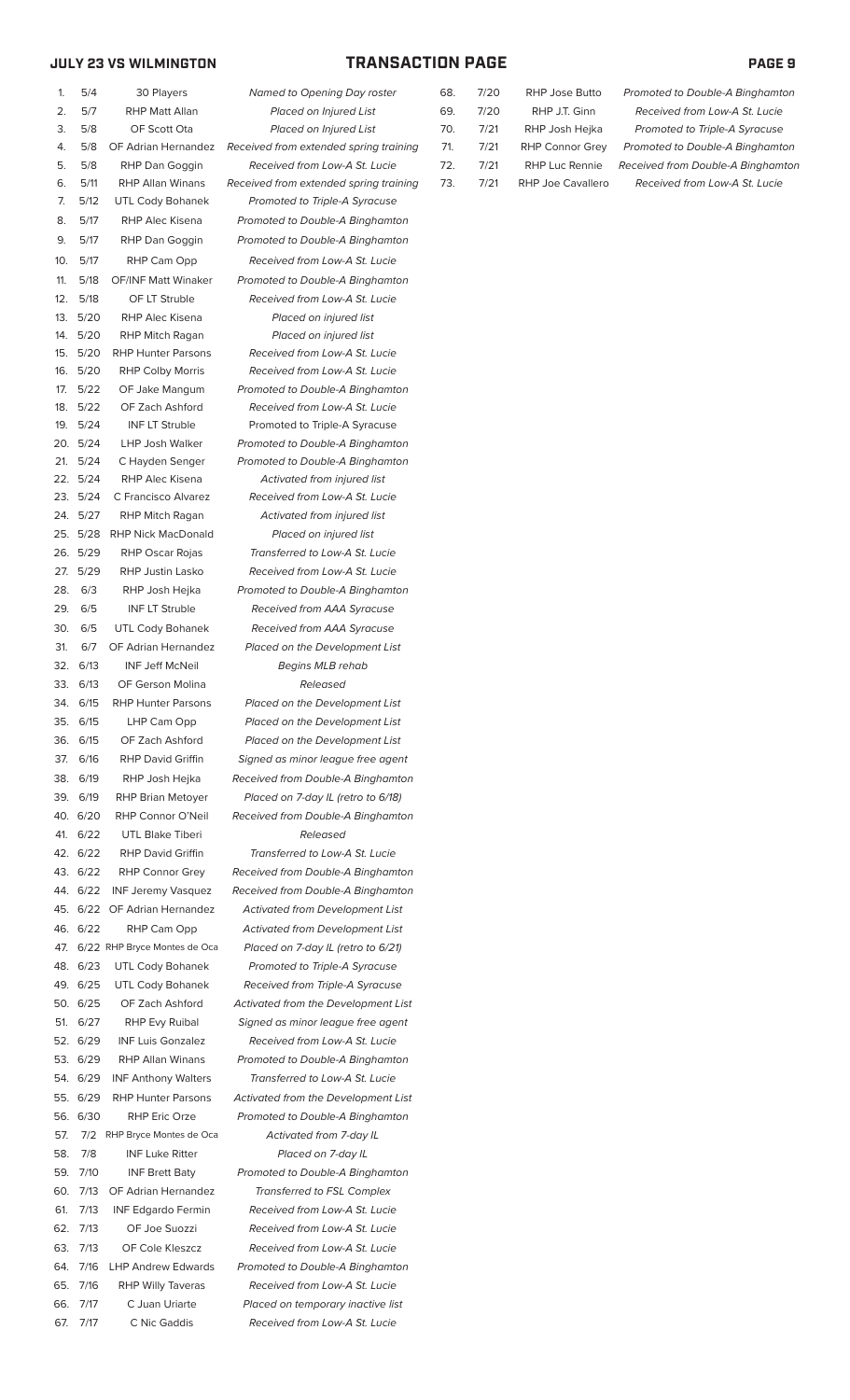# TRANSACTION PAGE

JULY 23 VS WILMINGTON

| | | | |
|---|---|---|---|
| 1. | 5/4 | 30 Players | *Named to Opening Day roster* |
| 2. | 5/7 | RHP Matt Allan | *Placed on Injured List* |
| 3. | 5/8 | OF Scott Ota | *Placed on Injured List* |
| 4. | 5/8 | OF Adrian Hernandez | *Received from extended spring training* |
| 5. | 5/8 | RHP Dan Goggin | *Received from Low-A St. Lucie* |
| 6. | 5/11 | RHP Allan Winans | *Received from extended spring training* |
| 7. | 5/12 | UTL Cody Bohanek | *Promoted to Triple-A Syracuse* |
| 8. | 5/17 | RHP Alec Kisena | *Promoted to Double-A Binghamton* |
| 9. | 5/17 | RHP Dan Goggin | *Promoted to Double-A Binghamton* |
| 10. | 5/17 | RHP Cam Opp | *Received from Low-A St. Lucie* |
| 11. | 5/18 | OF/INF Matt Winaker | *Promoted to Double-A Binghamton* |
| 12. | 5/18 | OF LT Struble | *Received from Low-A St. Lucie* |
| 13. | 5/20 | RHP Alec Kisena | *Placed on injured list* |
| 14. | 5/20 | RHP Mitch Ragan | *Placed on injured list* |
| 15. | 5/20 | RHP Hunter Parsons | *Received from Low-A St. Lucie* |
| 16. | 5/20 | RHP Colby Morris | *Received from Low-A St. Lucie* |
| 17. | 5/22 | OF Jake Mangum | *Promoted to Double-A Binghamton* |
| 18. | 5/22 | OF Zach Ashford | *Received from Low-A St. Lucie* |
| 19. | 5/24 | INF LT Struble | Promoted to Triple-A Syracuse |
| 20. | 5/24 | LHP Josh Walker | *Promoted to Double-A Binghamton* |
| 21. | 5/24 | C Hayden Senger | *Promoted to Double-A Binghamton* |
| 22. | 5/24 | RHP Alec Kisena | *Activated from injured list* |
| 23. | 5/24 | C Francisco Alvarez | *Received from Low-A St. Lucie* |
| 24. | 5/27 | RHP Mitch Ragan | *Activated from injured list* |
| 25. | 5/28 | RHP Nick MacDonald | *Placed on injured list* |
| 26. | 5/29 | RHP Oscar Rojas | *Transferred to Low-A St. Lucie* |
| 27. | 5/29 | RHP Justin Lasko | *Received from Low-A St. Lucie* |
| 28. | 6/3 | RHP Josh Hejka | *Promoted to Double-A Binghamton* |
| 29. | 6/5 | INF LT Struble | *Received from AAA Syracuse* |
| 30. | 6/5 | UTL Cody Bohanek | *Received from AAA Syracuse* |
| 31. | 6/7 | OF Adrian Hernandez | *Placed on the Development List* |
| 32. | 6/13 | INF Jeff McNeil | *Begins MLB rehab* |
| 33. | 6/13 | OF Gerson Molina | *Released* |
| 34. | 6/15 | RHP Hunter Parsons | *Placed on the Development List* |
| 35. | 6/15 | LHP Cam Opp | *Placed on the Development List* |
| 36. | 6/15 | OF Zach Ashford | *Placed on the Development List* |
| 37. | 6/16 | RHP David Griffin | *Signed as minor league free agent* |
| 38. | 6/19 | RHP Josh Hejka | *Received from Double-A Binghamton* |
| 39. | 6/19 | RHP Brian Metoyer | *Placed on 7-day IL (retro to 6/18)* |
| 40. | 6/20 | RHP Connor O'Neil | *Received from Double-A Binghamton* |
| 41. | 6/22 | UTL Blake Tiberi | *Released* |
| 42. | 6/22 | RHP David Griffin | *Transferred to Low-A St. Lucie* |
| 43. | 6/22 | RHP Connor Grey | *Received from Double-A Binghamton* |
| 44. | 6/22 | INF Jeremy Vasquez | *Received from Double-A Binghamton* |
| 45. | 6/22 | OF Adrian Hernandez | *Activated from Development List* |
| 46. | 6/22 | RHP Cam Opp | *Activated from Development List* |
| 47. | 6/22 | RHP Bryce Montes de Oca | *Placed on 7-day IL (retro to 6/21)* |
| 48. | 6/23 | UTL Cody Bohanek | *Promoted to Triple-A Syracuse* |
| 49. | 6/25 | UTL Cody Bohanek | *Received from Triple-A Syracuse* |
| 50. | 6/25 | OF Zach Ashford | *Activated from the Development List* |
| 51. | 6/27 | RHP Evy Ruibal | *Signed as minor league free agent* |
| 52. | 6/29 | INF Luis Gonzalez | *Received from Low-A St. Lucie* |
| 53. | 6/29 | RHP Allan Winans | *Promoted to Double-A Binghamton* |
| 54. | 6/29 | INF Anthony Walters | *Transferred to Low-A St. Lucie* |
| 55. | 6/29 | RHP Hunter Parsons | *Activated from the Development List* |
| 56. | 6/30 | RHP Eric Orze | *Promoted to Double-A Binghamton* |
| 57. | 7/2 | RHP Bryce Montes de Oca | *Activated from 7-day IL* |
| 58. | 7/8 | INF Luke Ritter | *Placed on 7-day IL* |
| 59. | 7/10 | INF Brett Baty | *Promoted to Double-A Binghamton* |
| 60. | 7/13 | OF Adrian Hernandez | *Transferred to FSL Complex* |
| 61. | 7/13 | INF Edgardo Fermin | *Received from Low-A St. Lucie* |
| 62. | 7/13 | OF Joe Suozzi | *Received from Low-A St. Lucie* |
| 63. | 7/13 | OF Cole Kleszcz | *Received from Low-A St. Lucie* |
| 64. | 7/16 | LHP Andrew Edwards | *Promoted to Double-A Binghamton* |
| 65. | 7/16 | RHP Willy Taveras | *Received from Low-A St. Lucie* |
| 66. | 7/17 | C Juan Uriarte | *Placed on temporary inactive list* |
| 67. | 7/17 | C Nic Gaddis | *Received from Low-A St. Lucie* |
| 68. | 7/20 | RHP Jose Butto | *Promoted to Double-A Binghamton* |
| 69. | 7/20 | RHP J.T. Ginn | *Received from Low-A St. Lucie* |
| 70. | 7/21 | RHP Josh Hejka | *Promoted to Triple-A Syracuse* |
| 71. | 7/21 | RHP Connor Grey | *Promoted to Double-A Binghamton* |
| 72. | 7/21 | RHP Luc Rennie | *Received from Double-A Binghamton* |
| 73. | 7/21 | RHP Joe Cavallero | *Received from Low-A St. Lucie* |